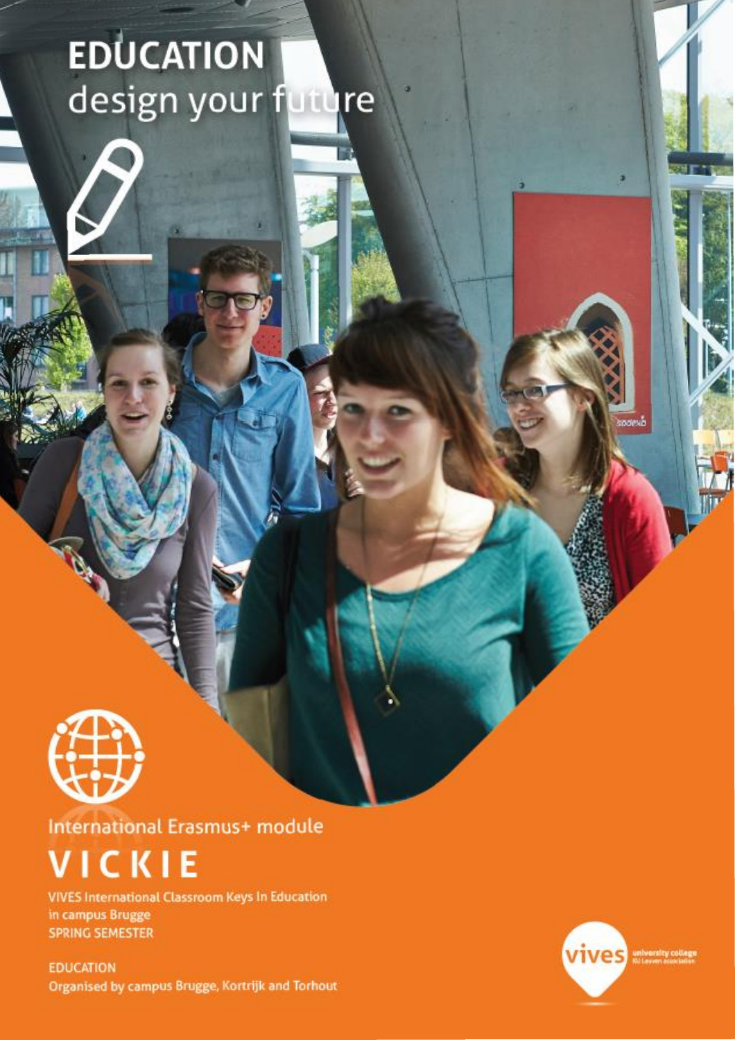# EDUCATION
design your future

International Erasmus+ module

# VICKIE

VIVES International Classroom Keys In Education
in campus Brugge
SPRING SEMESTER

EDUCATION
Organised by campus Brugge, Kortrijk and Torhout

vives university college
KU Leuven association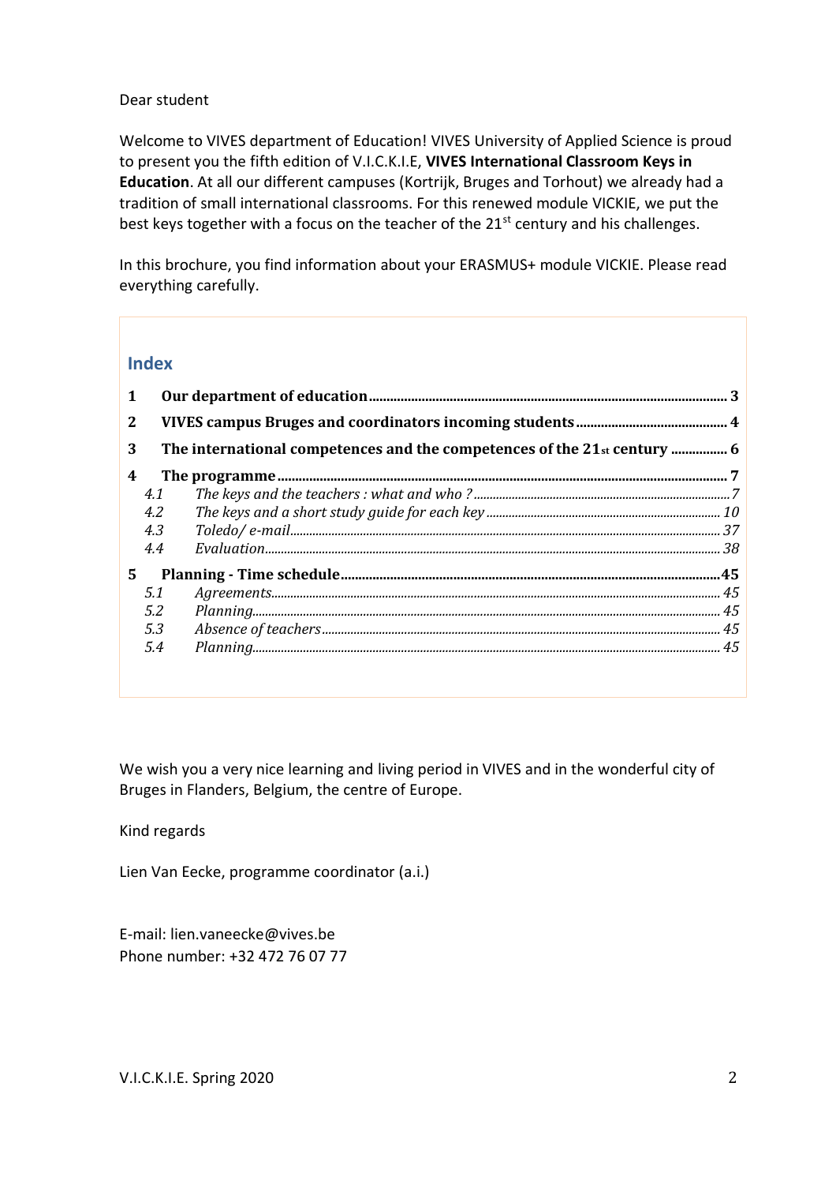Dear student

Welcome to VIVES department of Education! VIVES University of Applied Science is proud to present you the fifth edition of V.I.C.K.I.E, **VIVES International Classroom Keys in Education**. At all our different campuses (Kortrijk, Bruges and Torhout) we already had a tradition of small international classrooms. For this renewed module VICKIE, we put the best keys together with a focus on the teacher of the 21st century and his challenges.

In this brochure, you find information about your ERASMUS+ module VICKIE. Please read everything carefully.

## Index

**1 Our department of education ........ 3**

**2 VIVES campus Bruges and coordinators incoming students ........ 4**

**3 The international competences and the competences of the 21st century ........ 6**

**4 The programme ........ 7**

- *4.1 The keys and the teachers : what and who ? ........ 7*
- *4.2 The keys and a short study guide for each key ........ 10*
- *4.3 Toledo/ e-mail ........ 37*
- *4.4 Evaluation ........ 38*

**5 Planning - Time schedule ........ 45**

- *5.1 Agreements ........ 45*
- *5.2 Planning ........ 45*
- *5.3 Absence of teachers ........ 45*
- *5.4 Planning ........ 45*

We wish you a very nice learning and living period in VIVES and in the wonderful city of Bruges in Flanders, Belgium, the centre of Europe.

Kind regards

Lien Van Eecke, programme coordinator (a.i.)

E-mail: lien.vaneecke@vives.be
Phone number: +32 472 76 07 77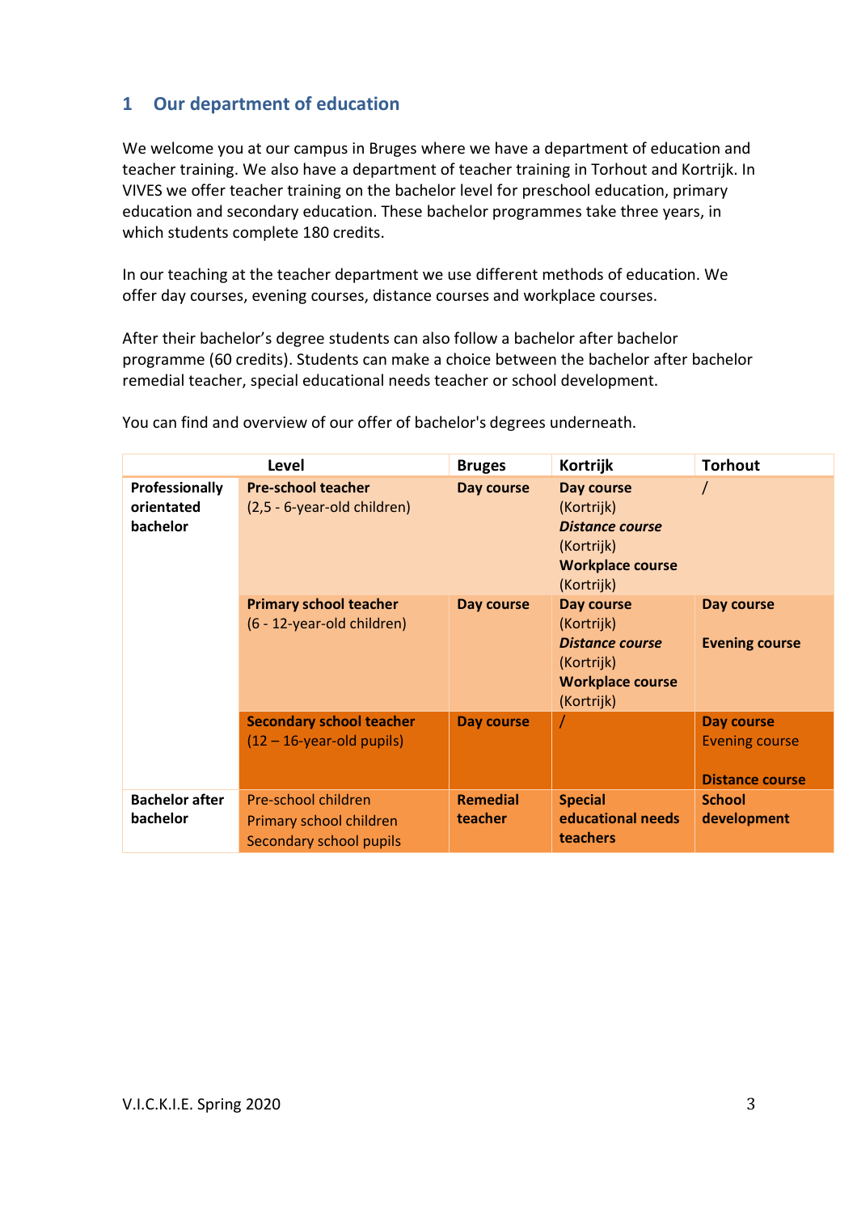## 1 Our department of education

We welcome you at our campus in Bruges where we have a department of education and teacher training. We also have a department of teacher training in Torhout and Kortrijk. In VIVES we offer teacher training on the bachelor level for preschool education, primary education and secondary education. These bachelor programmes take three years, in which students complete 180 credits.

In our teaching at the teacher department we use different methods of education. We offer day courses, evening courses, distance courses and workplace courses.

After their bachelor's degree students can also follow a bachelor after bachelor programme (60 credits). Students can make a choice between the bachelor after bachelor remedial teacher, special educational needs teacher or school development.

You can find and overview of our offer of bachelor's degrees underneath.

| Level | | Bruges | Kortrijk | Torhout |
|---|---|---|---|---|
| **Professionally orientated bachelor** | **Pre-school teacher** (2,5 - 6-year-old children) | **Day course** | **Day course** (Kortrijk) ***Distance course*** (Kortrijk) **Workplace course** (Kortrijk) | / |
| | **Primary school teacher** (6 - 12-year-old children) | **Day course** | **Day course** (Kortrijk) ***Distance course*** (Kortrijk) **Workplace course** (Kortrijk) | **Day course** **Evening course** |
| | **Secondary school teacher** (12 – 16-year-old pupils) | **Day course** | / | **Day course** Evening course **Distance course** |
| **Bachelor after bachelor** | Pre-school children Primary school children Secondary school pupils | **Remedial teacher** | **Special educational needs teachers** | **School development** |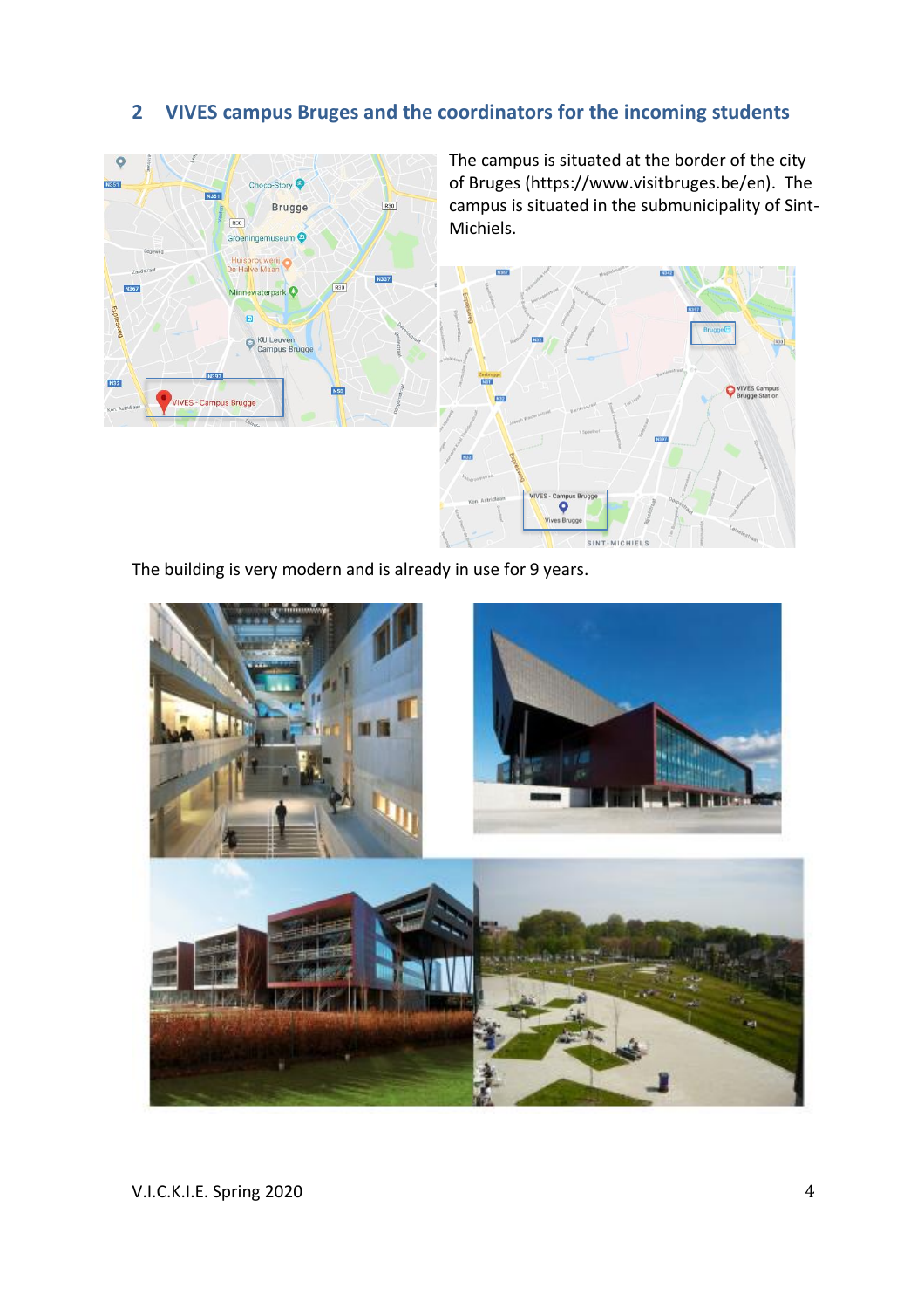## 2 VIVES campus Bruges and the coordinators for the incoming students

The campus is situated at the border of the city of Bruges (https://www.visitbruges.be/en). The campus is situated in the submunicipality of Sint-Michiels.

The building is very modern and is already in use for 9 years.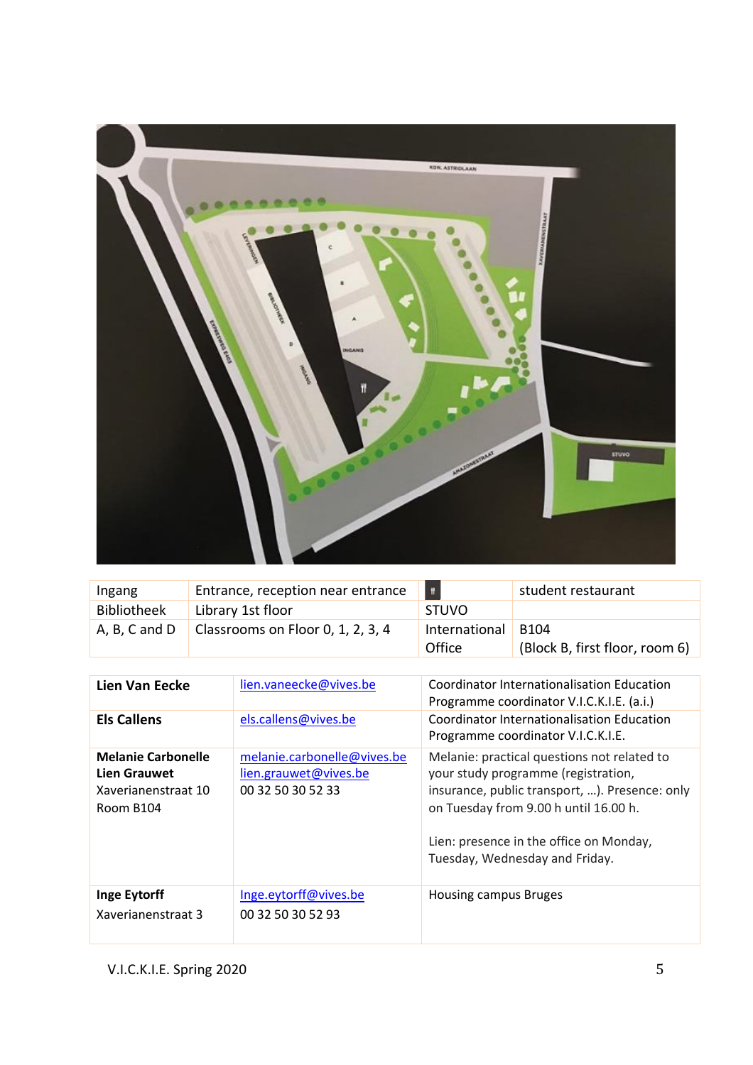| Ingang | Entrance, reception near entrance | 🍴 | student restaurant |
|---|---|---|---|
| Bibliotheek | Library 1st floor | STUVO | |
| A, B, C and D | Classrooms on Floor 0, 1, 2, 3, 4 | International Office | B104 (Block B, first floor, room 6) |

| | | |
|---|---|---|
| **Lien Van Eecke** | lien.vaneecke@vives.be | Coordinator Internationalisation Education Programme coordinator V.I.C.K.I.E. (a.i.) |
| **Els Callens** | els.callens@vives.be | Coordinator Internationalisation Education Programme coordinator V.I.C.K.I.E. |
| **Melanie Carbonelle** **Lien Grauwet** Xaverianenstraat 10 Room B104 | melanie.carbonelle@vives.be lien.grauwet@vives.be 00 32 50 30 52 33 | Melanie: practical questions not related to your study programme (registration, insurance, public transport, …). Presence: only on Tuesday from 9.00 h until 16.00 h. Lien: presence in the office on Monday, Tuesday, Wednesday and Friday. |
| **Inge Eytorff** Xaverianenstraat 3 | Inge.eytorff@vives.be 00 32 50 30 52 93 | Housing campus Bruges |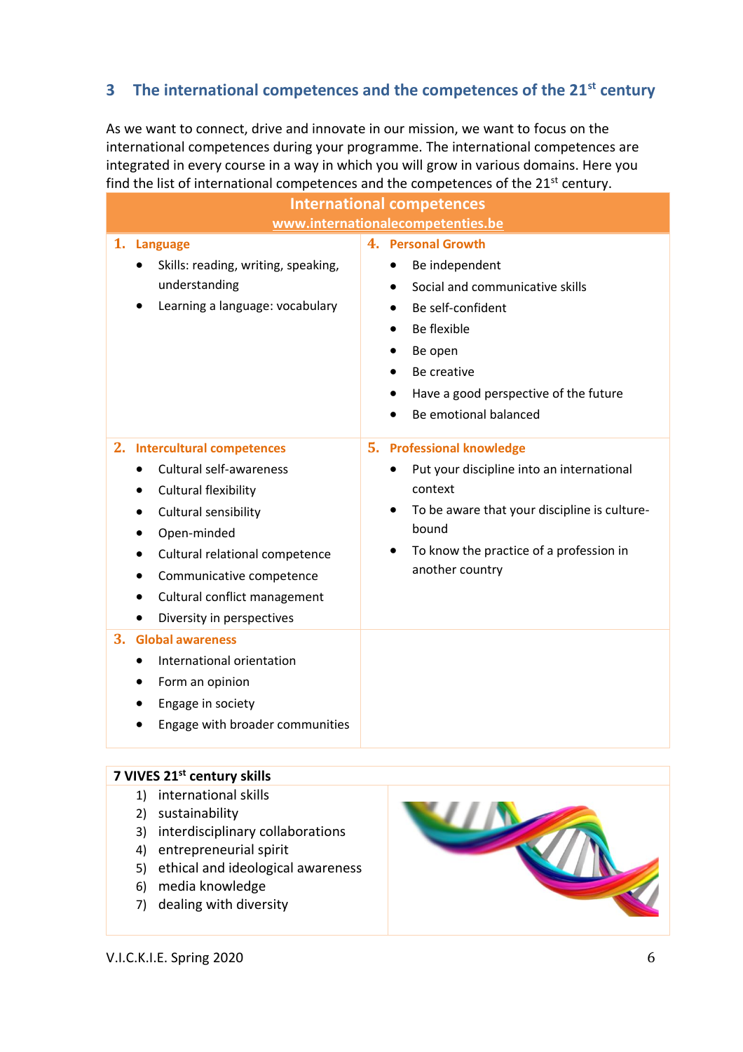## 3 The international competences and the competences of the 21st century

As we want to connect, drive and innovate in our mission, we want to focus on the international competences during your programme. The international competences are integrated in every course in a way in which you will grow in various domains. Here you find the list of international competences and the competences of the 21st century.

| International competences<br>www.internationalecompetenties.be | |
|---|---|
| **1. Language**<br>• Skills: reading, writing, speaking, understanding<br>• Learning a language: vocabulary | **4. Personal Growth**<br>• Be independent<br>• Social and communicative skills<br>• Be self-confident<br>• Be flexible<br>• Be open<br>• Be creative<br>• Have a good perspective of the future<br>• Be emotional balanced |
| **2. Intercultural competences**<br>• Cultural self-awareness<br>• Cultural flexibility<br>• Cultural sensibility<br>• Open-minded<br>• Cultural relational competence<br>• Communicative competence<br>• Cultural conflict management<br>• Diversity in perspectives | **5. Professional knowledge**<br>• Put your discipline into an international context<br>• To be aware that your discipline is culture-bound<br>• To know the practice of a profession in another country |
| **3. Global awareness**<br>• International orientation<br>• Form an opinion<br>• Engage in society<br>• Engage with broader communities | |

**7 VIVES 21st century skills**

1) international skills
2) sustainability
3) interdisciplinary collaborations
4) entrepreneurial spirit
5) ethical and ideological awareness
6) media knowledge
7) dealing with diversity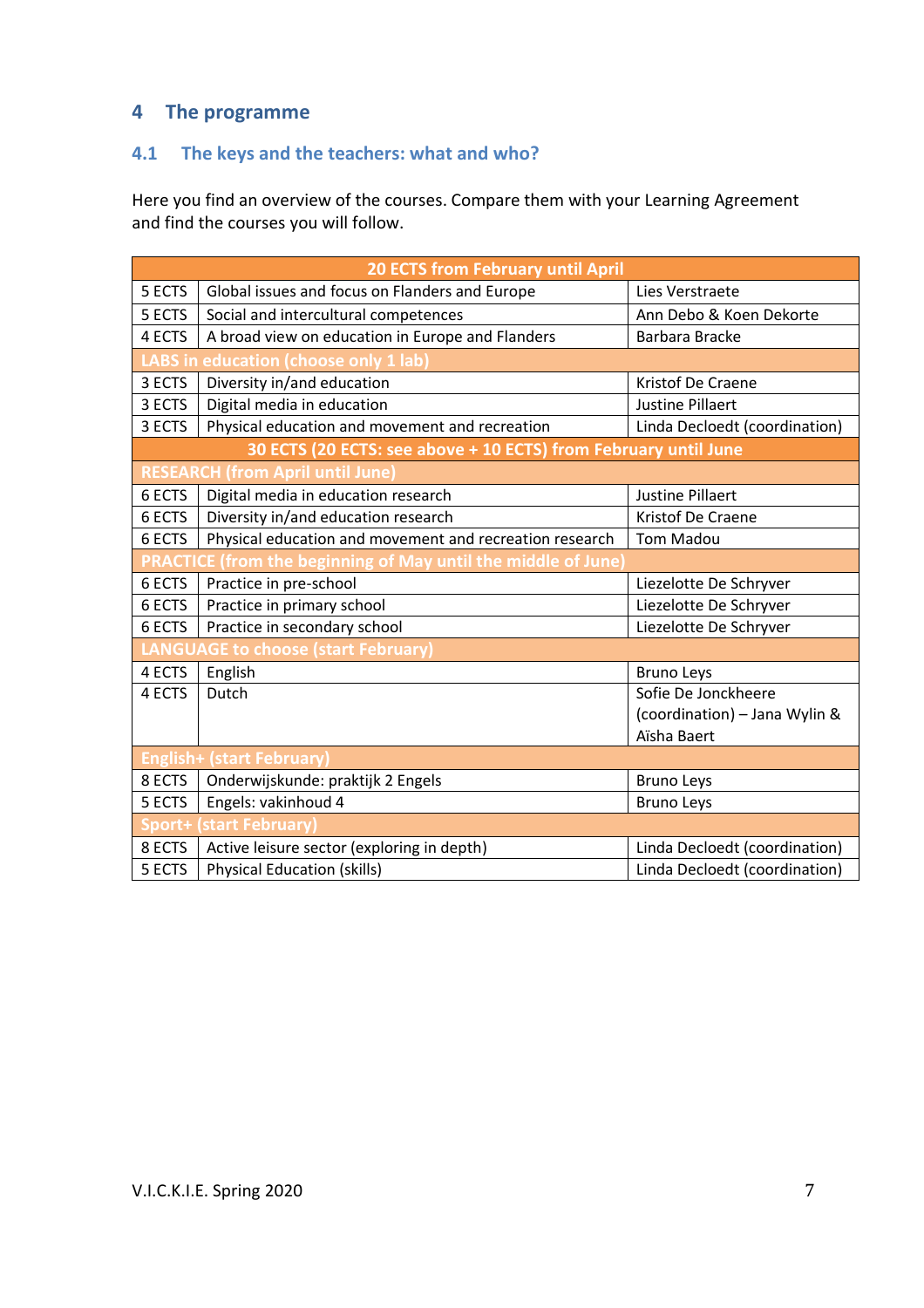## 4 The programme

### 4.1 The keys and the teachers: what and who?

Here you find an overview of the courses. Compare them with your Learning Agreement and find the courses you will follow.

| 20 ECTS from February until April | | |
|---|---|---|
| 5 ECTS | Global issues and focus on Flanders and Europe | Lies Verstraete |
| 5 ECTS | Social and intercultural competences | Ann Debo & Koen Dekorte |
| 4 ECTS | A broad view on education in Europe and Flanders | Barbara Bracke |
| **LABS in education (choose only 1 lab)** | | |
| 3 ECTS | Diversity in/and education | Kristof De Craene |
| 3 ECTS | Digital media in education | Justine Pillaert |
| 3 ECTS | Physical education and movement and recreation | Linda Decloedt (coordination) |
| **30 ECTS (20 ECTS: see above + 10 ECTS) from February until June** | | |
| **RESEARCH (from April until June)** | | |
| 6 ECTS | Digital media in education research | Justine Pillaert |
| 6 ECTS | Diversity in/and education research | Kristof De Craene |
| 6 ECTS | Physical education and movement and recreation research | Tom Madou |
| **PRACTICE (from the beginning of May until the middle of June)** | | |
| 6 ECTS | Practice in pre-school | Liezelotte De Schryver |
| 6 ECTS | Practice in primary school | Liezelotte De Schryver |
| 6 ECTS | Practice in secondary school | Liezelotte De Schryver |
| **LANGUAGE to choose (start February)** | | |
| 4 ECTS | English | Bruno Leys |
| 4 ECTS | Dutch | Sofie De Jonckheere (coordination) – Jana Wylin & Aïsha Baert |
| **English+ (start February)** | | |
| 8 ECTS | Onderwijskunde: praktijk 2 Engels | Bruno Leys |
| 5 ECTS | Engels: vakinhoud 4 | Bruno Leys |
| **Sport+ (start February)** | | |
| 8 ECTS | Active leisure sector (exploring in depth) | Linda Decloedt (coordination) |
| 5 ECTS | Physical Education (skills) | Linda Decloedt (coordination) |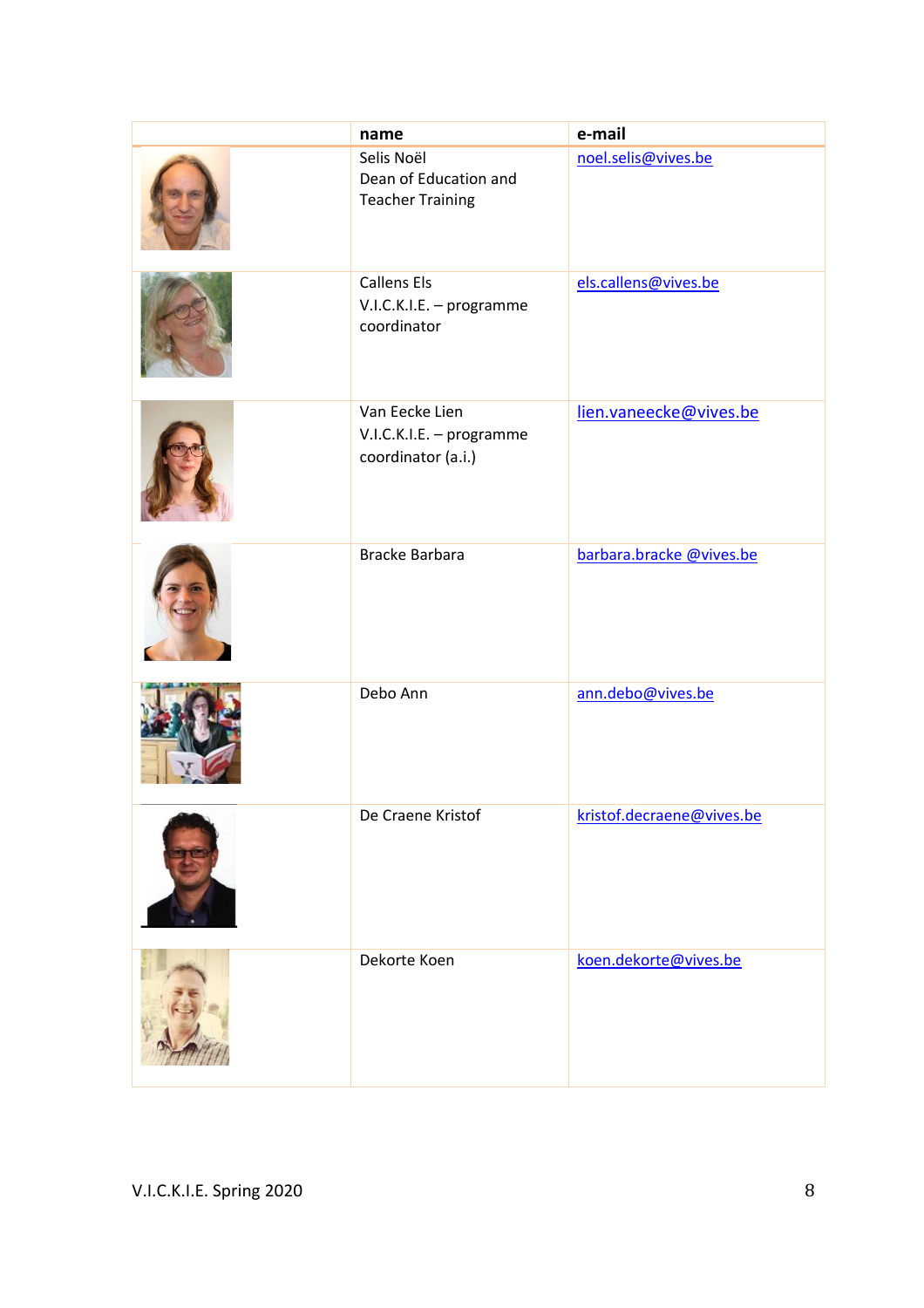|  | name | e-mail |
| --- | --- | --- |
|  | Selis Noël<br>Dean of Education and Teacher Training | noel.selis@vives.be |
|  | Callens Els<br>V.I.C.K.I.E. – programme coordinator | els.callens@vives.be |
|  | Van Eecke Lien<br>V.I.C.K.I.E. – programme coordinator (a.i.) | lien.vaneecke@vives.be |
|  | Bracke Barbara | barbara.bracke @vives.be |
|  | Debo Ann | ann.debo@vives.be |
|  | De Craene Kristof | kristof.decraene@vives.be |
|  | Dekorte Koen | koen.dekorte@vives.be |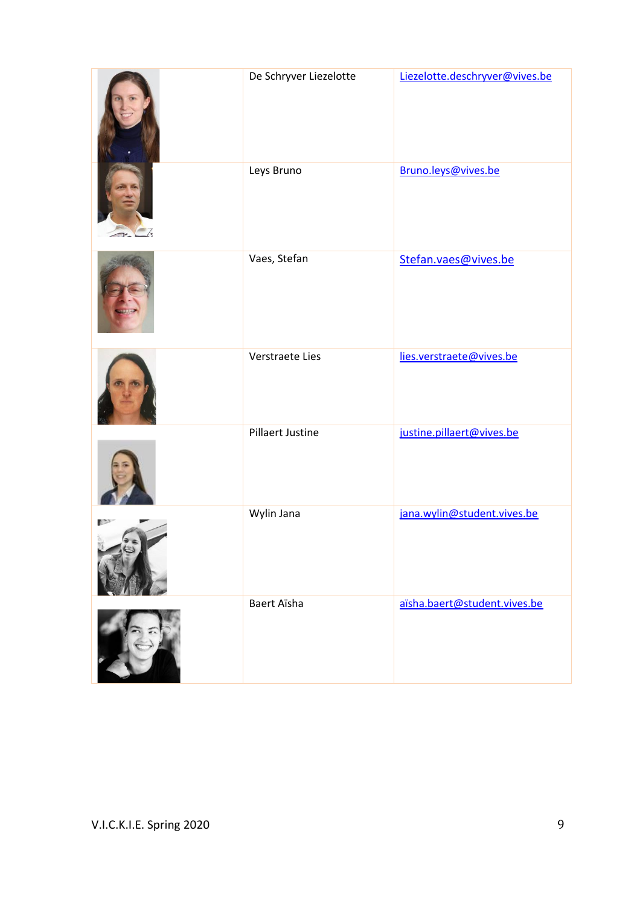| | | |
|---|---|---|
| | De Schryver Liezelotte | Liezelotte.deschryver@vives.be |
| | Leys Bruno | Bruno.leys@vives.be |
| | Vaes, Stefan | Stefan.vaes@vives.be |
| | Verstraete Lies | lies.verstraete@vives.be |
| | Pillaert Justine | justine.pillaert@vives.be |
| | Wylin Jana | jana.wylin@student.vives.be |
| | Baert Aïsha | aïsha.baert@student.vives.be |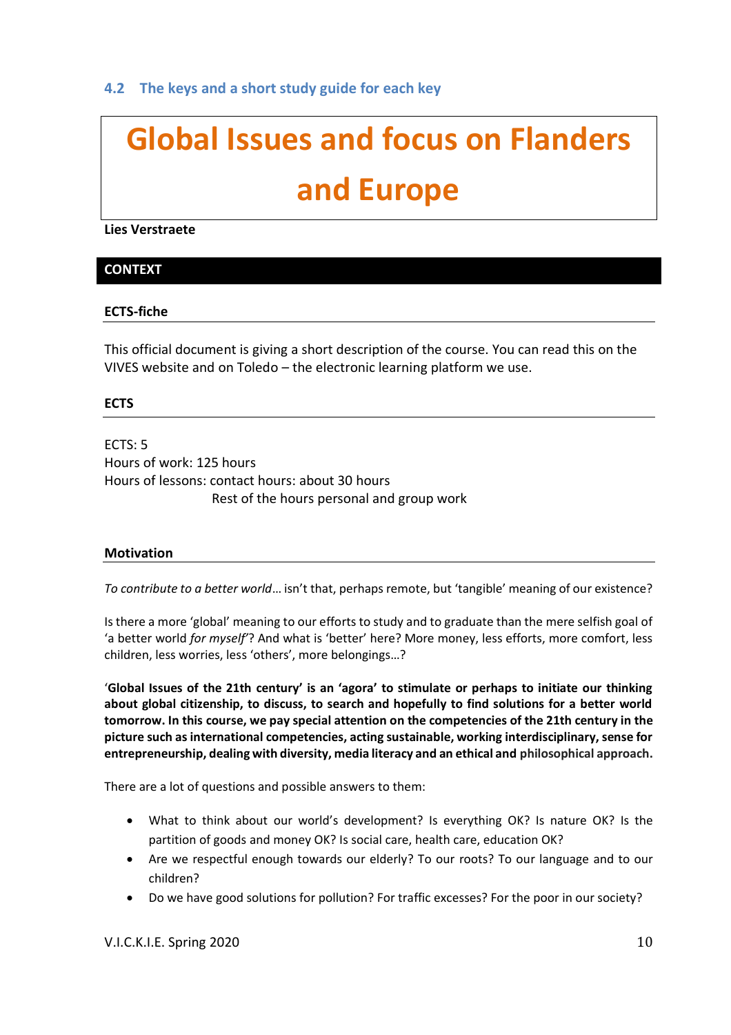### 4.2 The keys and a short study guide for each key

# Global Issues and focus on Flanders and Europe

**Lies Verstraete**

## CONTEXT

### ECTS-fiche

This official document is giving a short description of the course. You can read this on the VIVES website and on Toledo – the electronic learning platform we use.

### ECTS

ECTS: 5
Hours of work: 125 hours
Hours of lessons: contact hours: about 30 hours
Rest of the hours personal and group work

### Motivation

*To contribute to a better world*… isn't that, perhaps remote, but 'tangible' meaning of our existence?

Is there a more 'global' meaning to our efforts to study and to graduate than the mere selfish goal of 'a better world *for myself*'? And what is 'better' here? More money, less efforts, more comfort, less children, less worries, less 'others', more belongings…?

'**Global Issues of the 21th century' is an 'agora' to stimulate or perhaps to initiate our thinking about global citizenship, to discuss, to search and hopefully to find solutions for a better world tomorrow. In this course, we pay special attention on the competencies of the 21th century in the picture such as international competencies, acting sustainable, working interdisciplinary, sense for entrepreneurship, dealing with diversity, media literacy and an ethical and philosophical approach.**

There are a lot of questions and possible answers to them:

- What to think about our world's development? Is everything OK? Is nature OK? Is the partition of goods and money OK? Is social care, health care, education OK?
- Are we respectful enough towards our elderly? To our roots? To our language and to our children?
- Do we have good solutions for pollution? For traffic excesses? For the poor in our society?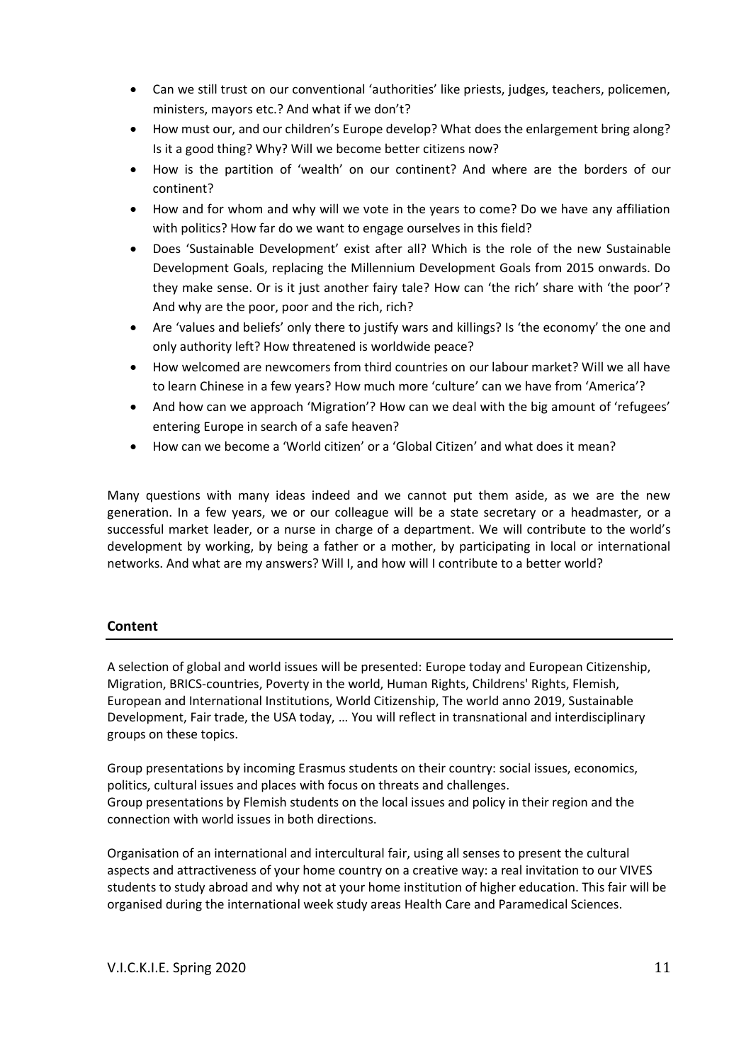- Can we still trust on our conventional 'authorities' like priests, judges, teachers, policemen, ministers, mayors etc.? And what if we don't?
- How must our, and our children's Europe develop? What does the enlargement bring along? Is it a good thing? Why? Will we become better citizens now?
- How is the partition of 'wealth' on our continent? And where are the borders of our continent?
- How and for whom and why will we vote in the years to come? Do we have any affiliation with politics? How far do we want to engage ourselves in this field?
- Does 'Sustainable Development' exist after all? Which is the role of the new Sustainable Development Goals, replacing the Millennium Development Goals from 2015 onwards. Do they make sense. Or is it just another fairy tale? How can 'the rich' share with 'the poor'? And why are the poor, poor and the rich, rich?
- Are 'values and beliefs' only there to justify wars and killings? Is 'the economy' the one and only authority left? How threatened is worldwide peace?
- How welcomed are newcomers from third countries on our labour market? Will we all have to learn Chinese in a few years? How much more 'culture' can we have from 'America'?
- And how can we approach 'Migration'? How can we deal with the big amount of 'refugees' entering Europe in search of a safe heaven?
- How can we become a 'World citizen' or a 'Global Citizen' and what does it mean?

Many questions with many ideas indeed and we cannot put them aside, as we are the new generation. In a few years, we or our colleague will be a state secretary or a headmaster, or a successful market leader, or a nurse in charge of a department. We will contribute to the world's development by working, by being a father or a mother, by participating in local or international networks. And what are my answers? Will I, and how will I contribute to a better world?

## Content

A selection of global and world issues will be presented: Europe today and European Citizenship, Migration, BRICS-countries, Poverty in the world, Human Rights, Childrens' Rights, Flemish, European and International Institutions, World Citizenship, The world anno 2019, Sustainable Development, Fair trade, the USA today, … You will reflect in transnational and interdisciplinary groups on these topics.

Group presentations by incoming Erasmus students on their country: social issues, economics, politics, cultural issues and places with focus on threats and challenges.
Group presentations by Flemish students on the local issues and policy in their region and the connection with world issues in both directions.

Organisation of an international and intercultural fair, using all senses to present the cultural aspects and attractiveness of your home country on a creative way: a real invitation to our VIVES students to study abroad and why not at your home institution of higher education. This fair will be organised during the international week study areas Health Care and Paramedical Sciences.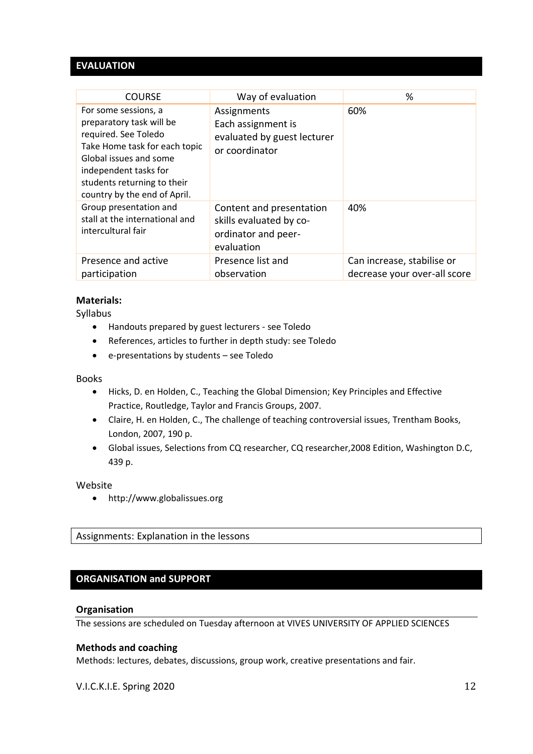## EVALUATION

| COURSE | Way of evaluation | % |
|---|---|---|
| For some sessions, a preparatory task will be required. See Toledo<br>Take Home task for each topic Global issues and some independent tasks for students returning to their country by the end of April. | Assignments<br>Each assignment is evaluated by guest lecturer or coordinator | 60% |
| Group presentation and stall at the international and intercultural fair | Content and presentation skills evaluated by co-ordinator and peer-evaluation | 40% |
| Presence and active participation | Presence list and observation | Can increase, stabilise or decrease your over-all score |

**Materials:**

Syllabus

- Handouts prepared by guest lecturers - see Toledo
- References, articles to further in depth study: see Toledo
- e-presentations by students – see Toledo

Books

- Hicks, D. en Holden, C., Teaching the Global Dimension; Key Principles and Effective Practice, Routledge, Taylor and Francis Groups, 2007.
- Claire, H. en Holden, C., The challenge of teaching controversial issues, Trentham Books, London, 2007, 190 p.
- Global issues, Selections from CQ researcher, CQ researcher,2008 Edition, Washington D.C, 439 p.

Website

- http://www.globalissues.org

Assignments: Explanation in the lessons

## ORGANISATION and SUPPORT

**Organisation**

The sessions are scheduled on Tuesday afternoon at VIVES UNIVERSITY OF APPLIED SCIENCES

**Methods and coaching**

Methods: lectures, debates, discussions, group work, creative presentations and fair.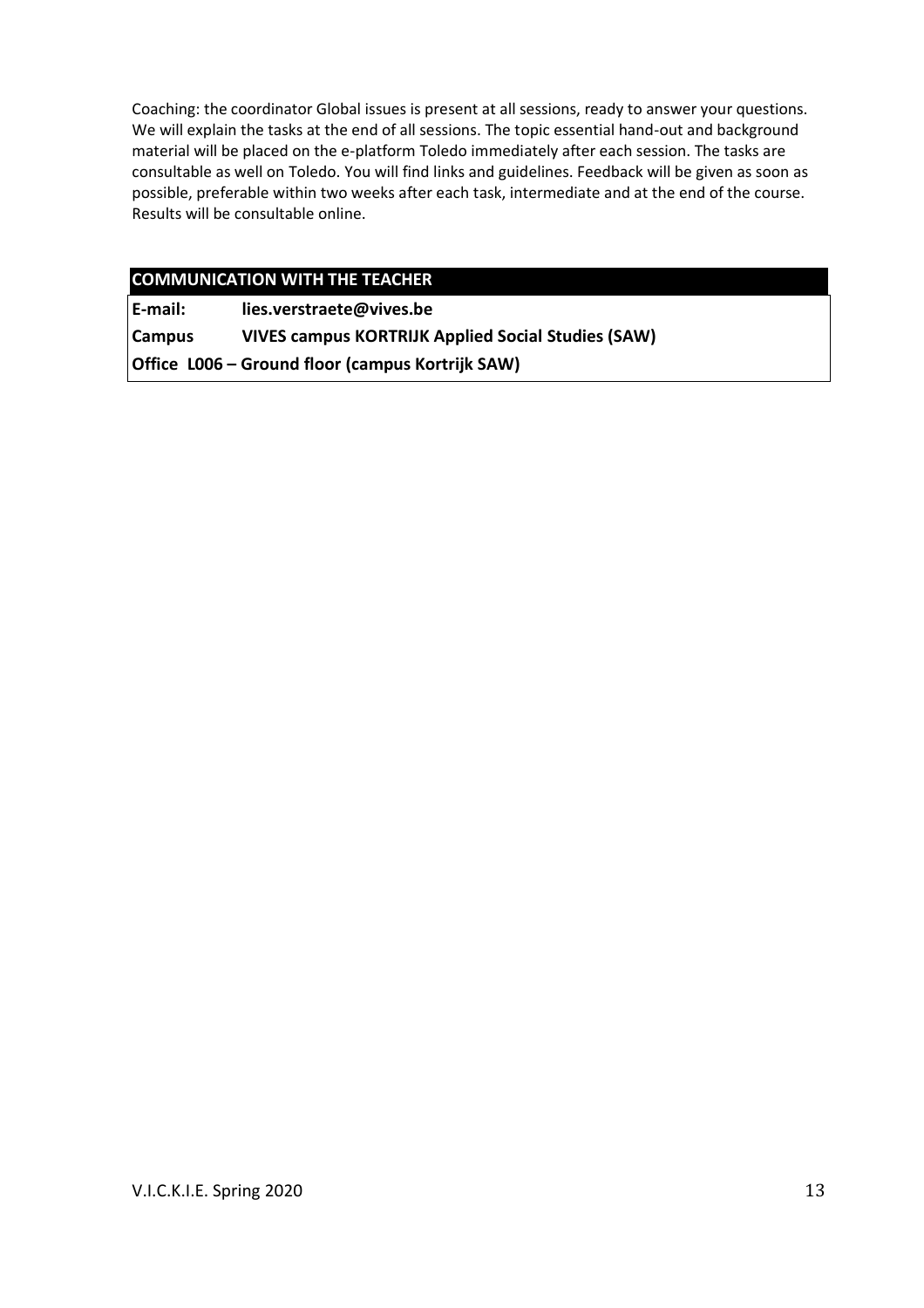Coaching: the coordinator Global issues is present at all sessions, ready to answer your questions. We will explain the tasks at the end of all sessions. The topic essential hand-out and background material will be placed on the e-platform Toledo immediately after each session. The tasks are consultable as well on Toledo. You will find links and guidelines. Feedback will be given as soon as possible, preferable within two weeks after each task, intermediate and at the end of the course. Results will be consultable online.

| **COMMUNICATION WITH THE TEACHER** | |
|---|---|
| **E-mail:** | **lies.verstraete@vives.be** |
| **Campus** | **VIVES campus KORTRIJK Applied Social Studies (SAW)** |
| **Office L006 – Ground floor (campus Kortrijk SAW)** | |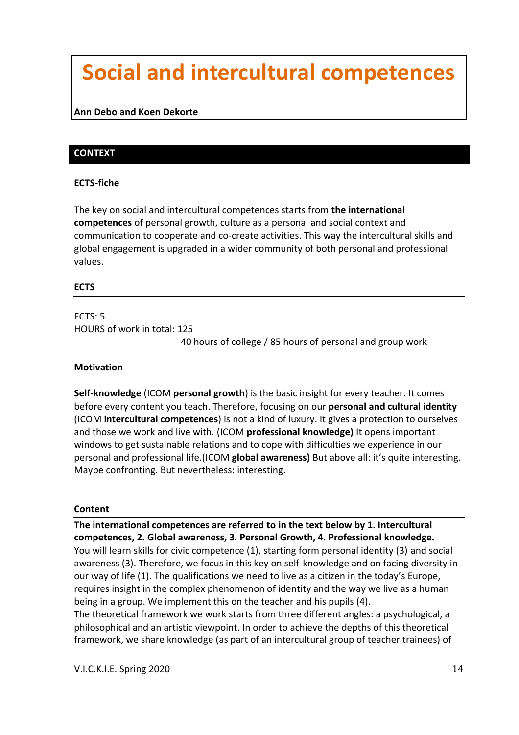# Social and intercultural competences

**Ann Debo and Koen Dekorte**

## CONTEXT

### ECTS-fiche

The key on social and intercultural competences starts from **the international competences** of personal growth, culture as a personal and social context and communication to cooperate and co-create activities. This way the intercultural skills and global engagement is upgraded in a wider community of both personal and professional values.

### ECTS

ECTS: 5
HOURS of work in total: 125
40 hours of college / 85 hours of personal and group work

### Motivation

**Self-knowledge** (ICOM **personal growth**) is the basic insight for every teacher. It comes before every content you teach. Therefore, focusing on our **personal and cultural identity** (ICOM **intercultural competences**) is not a kind of luxury. It gives a protection to ourselves and those we work and live with. (ICOM **professional knowledge)** It opens important windows to get sustainable relations and to cope with difficulties we experience in our personal and professional life.(ICOM **global awareness)** But above all: it's quite interesting. Maybe confronting. But nevertheless: interesting.

### Content

**The international competences are referred to in the text below by 1. Intercultural competences, 2. Global awareness, 3. Personal Growth, 4. Professional knowledge.**
You will learn skills for civic competence (1), starting form personal identity (3) and social awareness (3). Therefore, we focus in this key on self-knowledge and on facing diversity in our way of life (1). The qualifications we need to live as a citizen in the today's Europe, requires insight in the complex phenomenon of identity and the way we live as a human being in a group. We implement this on the teacher and his pupils (4).
The theoretical framework we work starts from three different angles: a psychological, a philosophical and an artistic viewpoint. In order to achieve the depths of this theoretical framework, we share knowledge (as part of an intercultural group of teacher trainees) of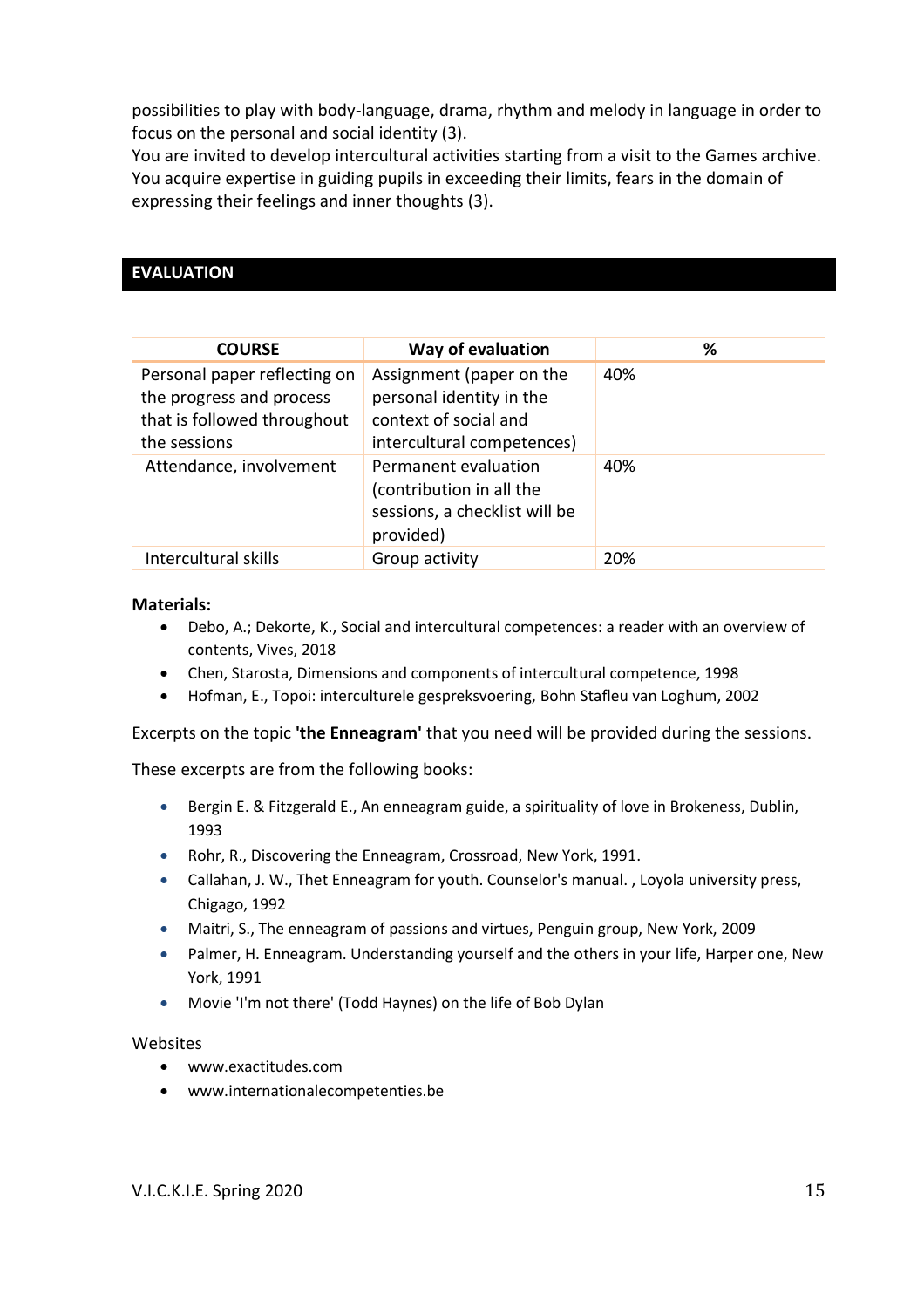possibilities to play with body-language, drama, rhythm and melody in language in order to focus on the personal and social identity (3).
You are invited to develop intercultural activities starting from a visit to the Games archive. You acquire expertise in guiding pupils in exceeding their limits, fears in the domain of expressing their feelings and inner thoughts (3).

## EVALUATION

| COURSE | Way of evaluation | % |
|---|---|---|
| Personal paper reflecting on the progress and process that is followed throughout the sessions | Assignment (paper on the personal identity in the context of social and intercultural competences) | 40% |
| Attendance, involvement | Permanent evaluation (contribution in all the sessions, a checklist will be provided) | 40% |
| Intercultural skills | Group activity | 20% |

**Materials:**

- Debo, A.; Dekorte, K., Social and intercultural competences: a reader with an overview of contents, Vives, 2018
- Chen, Starosta, Dimensions and components of intercultural competence, 1998
- Hofman, E., Topoi: interculturele gespreksvoering, Bohn Stafleu van Loghum, 2002

Excerpts on the topic **'the Enneagram'** that you need will be provided during the sessions.

These excerpts are from the following books:

- Bergin E. & Fitzgerald E., An enneagram guide, a spirituality of love in Brokeness, Dublin, 1993
- Rohr, R., Discovering the Enneagram, Crossroad, New York, 1991.
- Callahan, J. W., Thet Enneagram for youth. Counselor's manual. , Loyola university press, Chigago, 1992
- Maitri, S., The enneagram of passions and virtues, Penguin group, New York, 2009
- Palmer, H. Enneagram. Understanding yourself and the others in your life, Harper one, New York, 1991
- Movie 'I'm not there' (Todd Haynes) on the life of Bob Dylan

Websites

- www.exactitudes.com
- www.internationalecompetenties.be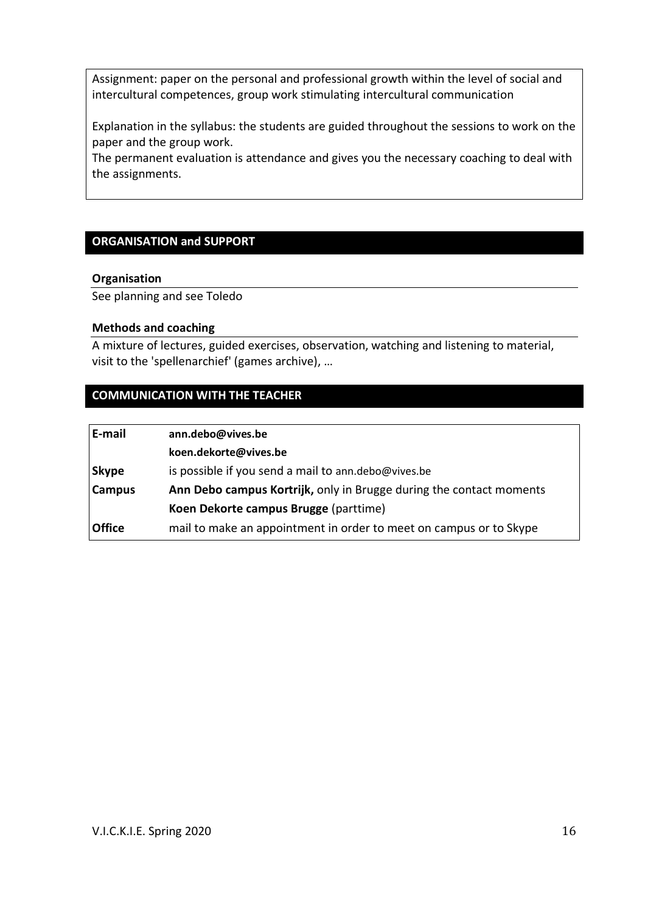Assignment: paper on the personal and professional growth within the level of social and intercultural competences, group work stimulating intercultural communication

Explanation in the syllabus: the students are guided throughout the sessions to work on the paper and the group work.
The permanent evaluation is attendance and gives you the necessary coaching to deal with the assignments.

## ORGANISATION and SUPPORT

### Organisation

See planning and see Toledo

### Methods and coaching

A mixture of lectures, guided exercises, observation, watching and listening to material, visit to the 'spellenarchief' (games archive), …

## COMMUNICATION WITH THE TEACHER

| | |
|---|---|
| **E-mail** | **ann.debo@vives.be** |
| | **koen.dekorte@vives.be** |
| **Skype** | is possible if you send a mail to ann.debo@vives.be |
| **Campus** | **Ann Debo campus Kortrijk,** only in Brugge during the contact moments |
| | **Koen Dekorte campus Brugge** (parttime) |
| **Office** | mail to make an appointment in order to meet on campus or to Skype |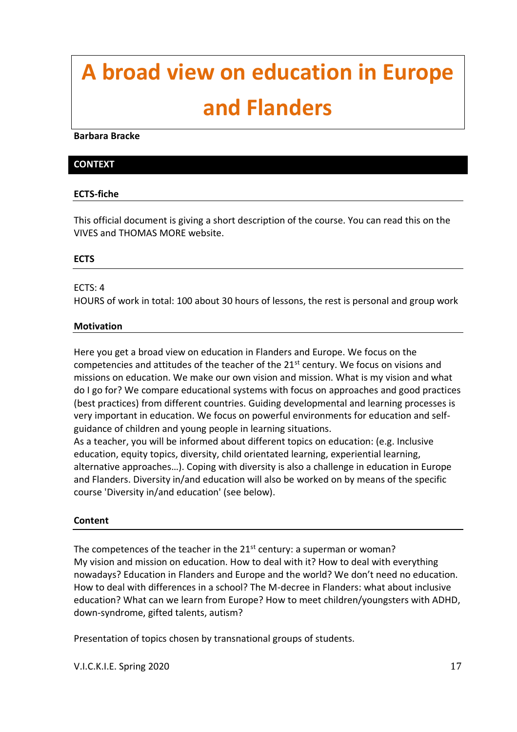# A broad view on education in Europe and Flanders

**Barbara Bracke**

## CONTEXT

### ECTS-fiche

This official document is giving a short description of the course. You can read this on the VIVES and THOMAS MORE website.

### ECTS

ECTS: 4
HOURS of work in total: 100 about 30 hours of lessons, the rest is personal and group work

### Motivation

Here you get a broad view on education in Flanders and Europe. We focus on the competencies and attitudes of the teacher of the 21st century. We focus on visions and missions on education. We make our own vision and mission. What is my vision and what do I go for? We compare educational systems with focus on approaches and good practices (best practices) from different countries. Guiding developmental and learning processes is very important in education. We focus on powerful environments for education and self-guidance of children and young people in learning situations.
As a teacher, you will be informed about different topics on education: (e.g. Inclusive education, equity topics, diversity, child orientated learning, experiential learning, alternative approaches…). Coping with diversity is also a challenge in education in Europe and Flanders. Diversity in/and education will also be worked on by means of the specific course 'Diversity in/and education' (see below).

### Content

The competences of the teacher in the 21st century: a superman or woman?
My vision and mission on education. How to deal with it? How to deal with everything nowadays? Education in Flanders and Europe and the world? We don't need no education. How to deal with differences in a school? The M-decree in Flanders: what about inclusive education? What can we learn from Europe? How to meet children/youngsters with ADHD, down-syndrome, gifted talents, autism?

Presentation of topics chosen by transnational groups of students.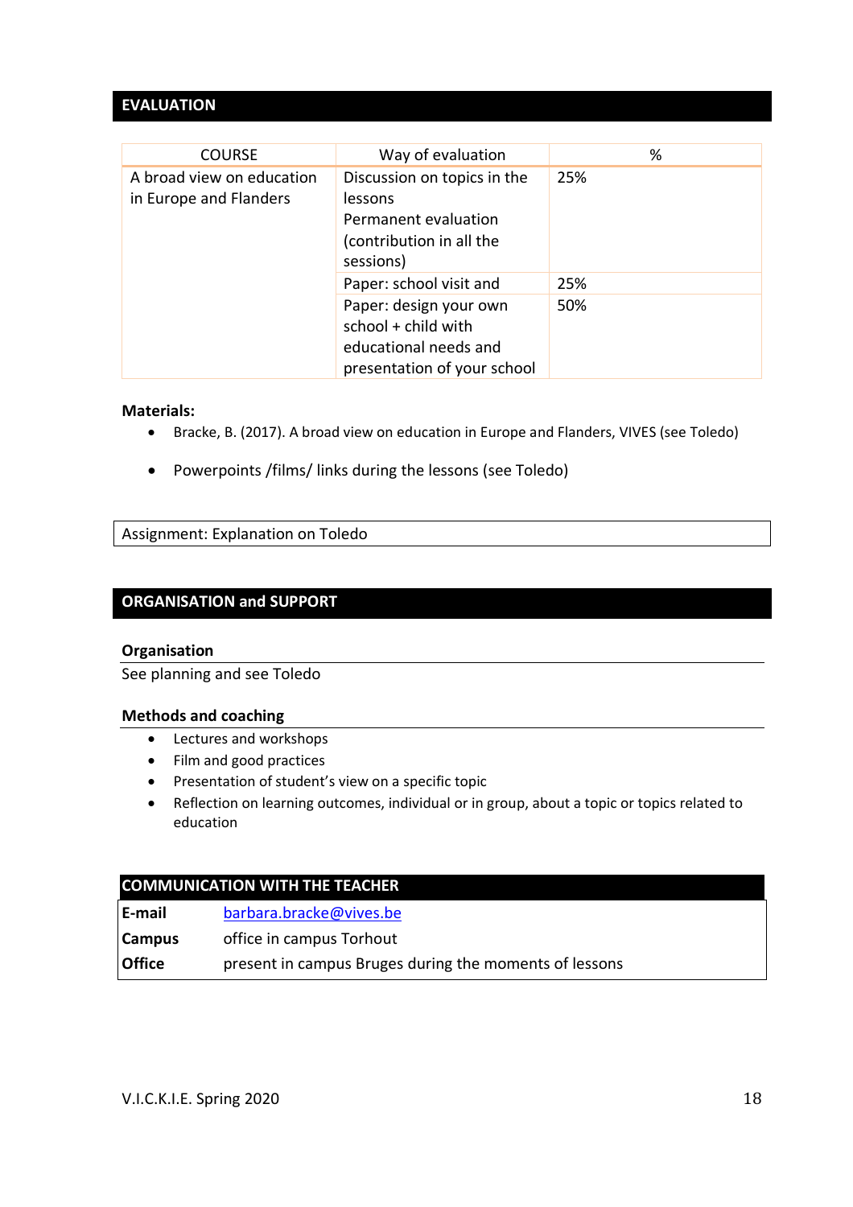## EVALUATION

| COURSE | Way of evaluation | % |
|---|---|---|
| A broad view on education in Europe and Flanders | Discussion on topics in the lessons<br>Permanent evaluation (contribution in all the sessions) | 25% |
| | Paper: school visit and | 25% |
| | Paper: design your own school + child with educational needs and presentation of your school | 50% |

**Materials:**

- Bracke, B. (2017). A broad view on education in Europe and Flanders, VIVES (see Toledo)
- Powerpoints /films/ links during the lessons (see Toledo)

Assignment: Explanation on Toledo

## ORGANISATION and SUPPORT

### Organisation

See planning and see Toledo

### Methods and coaching

- Lectures and workshops
- Film and good practices
- Presentation of student's view on a specific topic
- Reflection on learning outcomes, individual or in group, about a topic or topics related to education

## COMMUNICATION WITH THE TEACHER

| | |
|---|---|
| **E-mail** | barbara.bracke@vives.be |
| **Campus** | office in campus Torhout |
| **Office** | present in campus Bruges during the moments of lessons |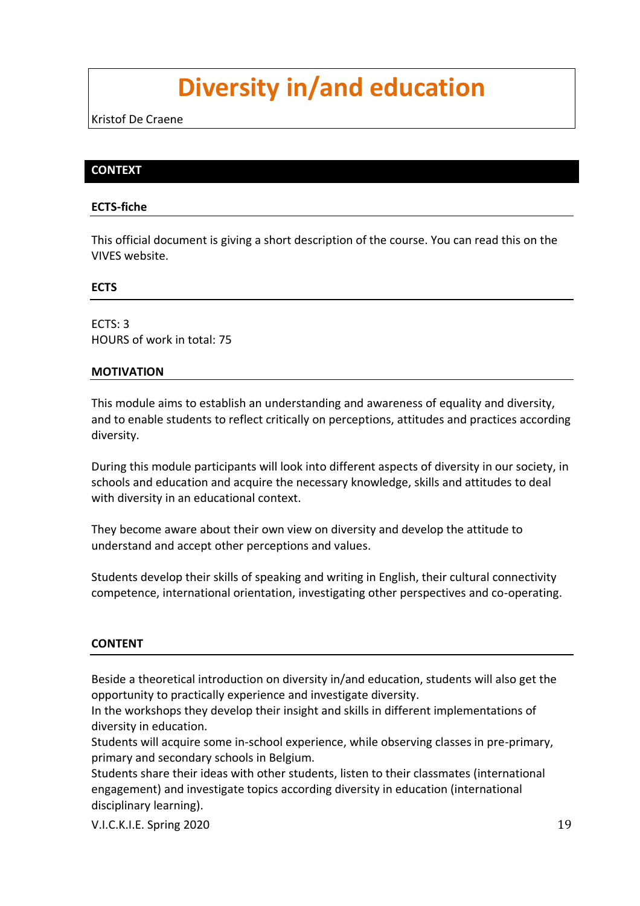# Diversity in/and education

Kristof De Craene

## CONTEXT

### ECTS-fiche

This official document is giving a short description of the course. You can read this on the VIVES website.

### ECTS

ECTS: 3
HOURS of work in total: 75

### MOTIVATION

This module aims to establish an understanding and awareness of equality and diversity, and to enable students to reflect critically on perceptions, attitudes and practices according diversity.

During this module participants will look into different aspects of diversity in our society, in schools and education and acquire the necessary knowledge, skills and attitudes to deal with diversity in an educational context.

They become aware about their own view on diversity and develop the attitude to understand and accept other perceptions and values.

Students develop their skills of speaking and writing in English, their cultural connectivity competence, international orientation, investigating other perspectives and co-operating.

### CONTENT

Beside a theoretical introduction on diversity in/and education, students will also get the opportunity to practically experience and investigate diversity.
In the workshops they develop their insight and skills in different implementations of diversity in education.
Students will acquire some in-school experience, while observing classes in pre-primary, primary and secondary schools in Belgium.
Students share their ideas with other students, listen to their classmates (international engagement) and investigate topics according diversity in education (international disciplinary learning).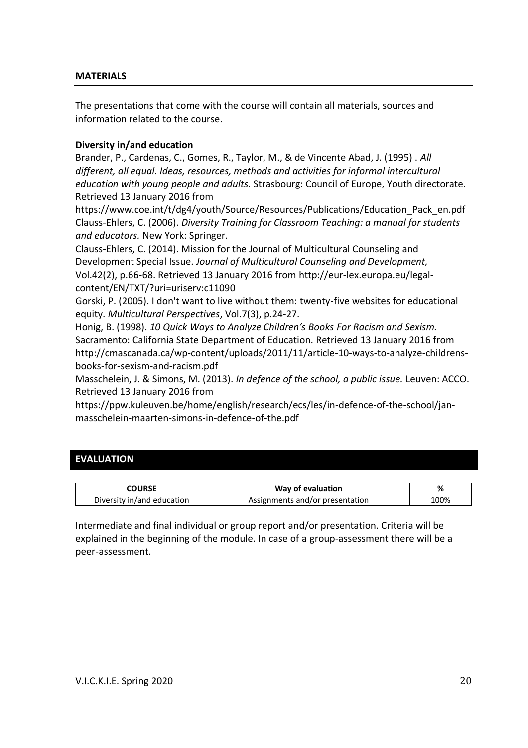## MATERIALS

The presentations that come with the course will contain all materials, sources and information related to the course.

**Diversity in/and education**

Brander, P., Cardenas, C., Gomes, R., Taylor, M., & de Vincente Abad, J. (1995) . *All different, all equal. Ideas, resources, methods and activities for informal intercultural education with young people and adults.* Strasbourg: Council of Europe, Youth directorate. Retrieved 13 January 2016 from https://www.coe.int/t/dg4/youth/Source/Resources/Publications/Education_Pack_en.pdf

Clauss-Ehlers, C. (2006). *Diversity Training for Classroom Teaching: a manual for students and educators.* New York: Springer.

Clauss-Ehlers, C. (2014). Mission for the Journal of Multicultural Counseling and Development Special Issue. *Journal of Multicultural Counseling and Development,* Vol.42(2), p.66-68. Retrieved 13 January 2016 from http://eur-lex.europa.eu/legal-content/EN/TXT/?uri=uriserv:c11090

Gorski, P. (2005). I don't want to live without them: twenty-five websites for educational equity. *Multicultural Perspectives*, Vol.7(3), p.24-27.

Honig, B. (1998). *10 Quick Ways to Analyze Children's Books For Racism and Sexism.* Sacramento: California State Department of Education. Retrieved 13 January 2016 from http://cmascanada.ca/wp-content/uploads/2011/11/article-10-ways-to-analyze-childrens-books-for-sexism-and-racism.pdf

Masschelein, J. & Simons, M. (2013). *In defence of the school, a public issue.* Leuven: ACCO. Retrieved 13 January 2016 from https://ppw.kuleuven.be/home/english/research/ecs/les/in-defence-of-the-school/jan-masschelein-maarten-simons-in-defence-of-the.pdf

## EVALUATION

| COURSE | Way of evaluation | % |
|---|---|---|
| Diversity in/and education | Assignments and/or presentation | 100% |

Intermediate and final individual or group report and/or presentation. Criteria will be explained in the beginning of the module. In case of a group-assessment there will be a peer-assessment.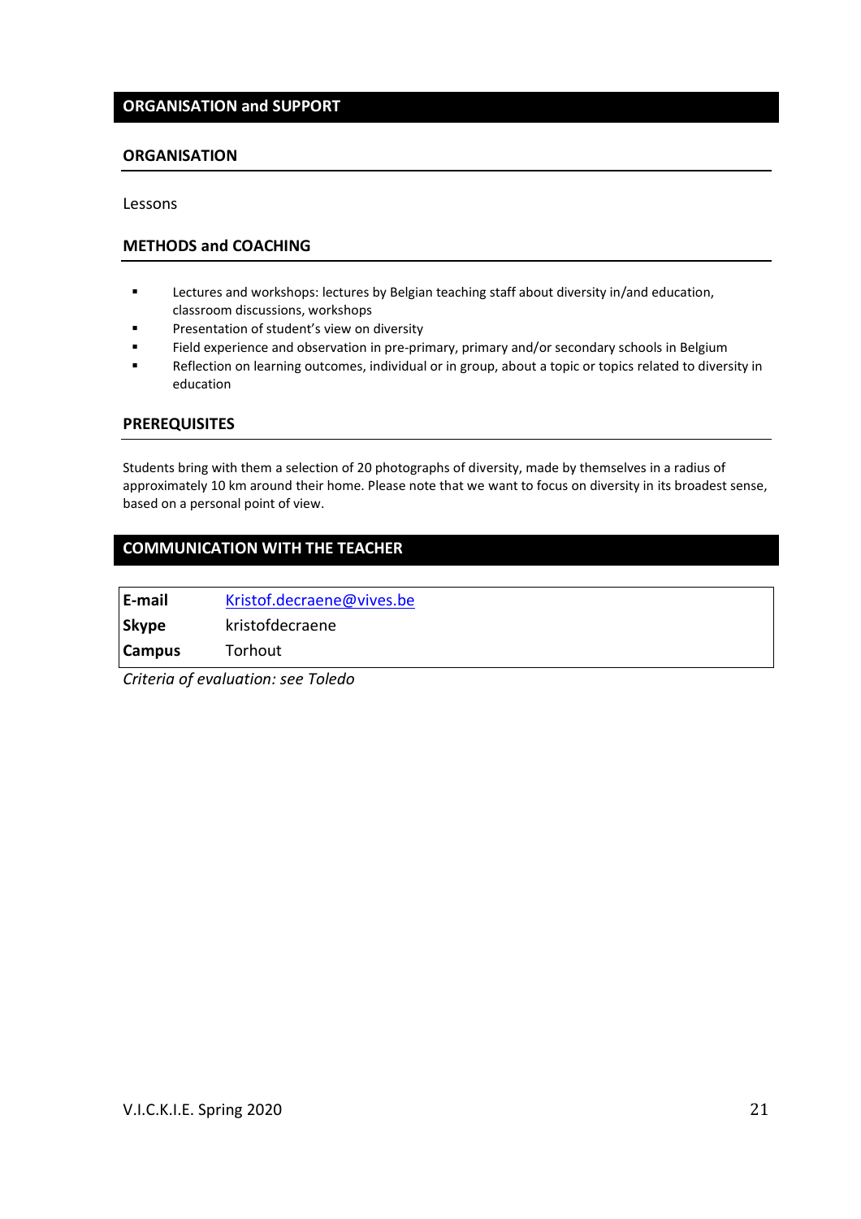## ORGANISATION and SUPPORT

### ORGANISATION

Lessons

### METHODS and COACHING

- Lectures and workshops: lectures by Belgian teaching staff about diversity in/and education, classroom discussions, workshops
- Presentation of student's view on diversity
- Field experience and observation in pre-primary, primary and/or secondary schools in Belgium
- Reflection on learning outcomes, individual or in group, about a topic or topics related to diversity in education

### PREREQUISITES

Students bring with them a selection of 20 photographs of diversity, made by themselves in a radius of approximately 10 km around their home. Please note that we want to focus on diversity in its broadest sense, based on a personal point of view.

## COMMUNICATION WITH THE TEACHER

| | |
|---|---|
| **E-mail** | Kristof.decraene@vives.be |
| **Skype** | kristofdecraene |
| **Campus** | Torhout |

*Criteria of evaluation: see Toledo*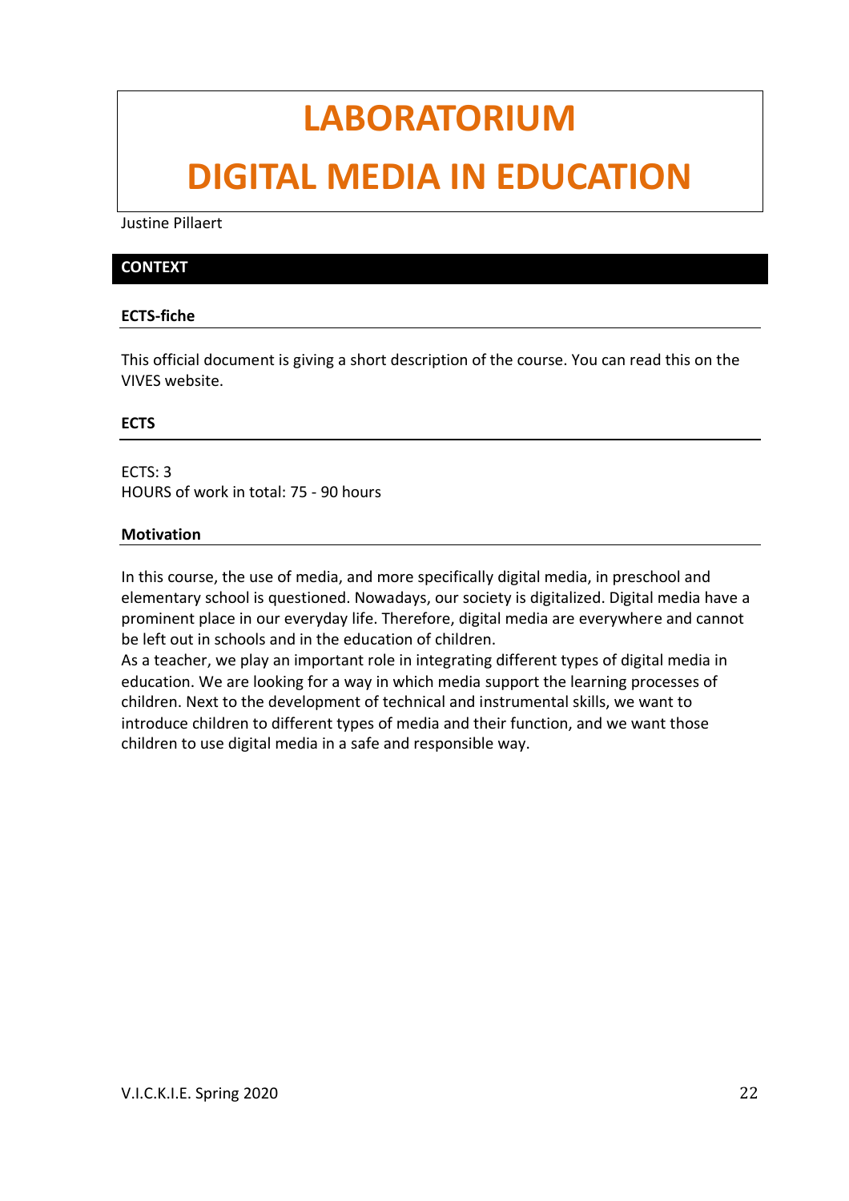# LABORATORIUM

# DIGITAL MEDIA IN EDUCATION

Justine Pillaert

## CONTEXT

### ECTS-fiche

This official document is giving a short description of the course. You can read this on the VIVES website.

### ECTS

ECTS: 3
HOURS of work in total: 75 - 90 hours

### Motivation

In this course, the use of media, and more specifically digital media, in preschool and elementary school is questioned. Nowadays, our society is digitalized. Digital media have a prominent place in our everyday life. Therefore, digital media are everywhere and cannot be left out in schools and in the education of children.
As a teacher, we play an important role in integrating different types of digital media in education. We are looking for a way in which media support the learning processes of children. Next to the development of technical and instrumental skills, we want to introduce children to different types of media and their function, and we want those children to use digital media in a safe and responsible way.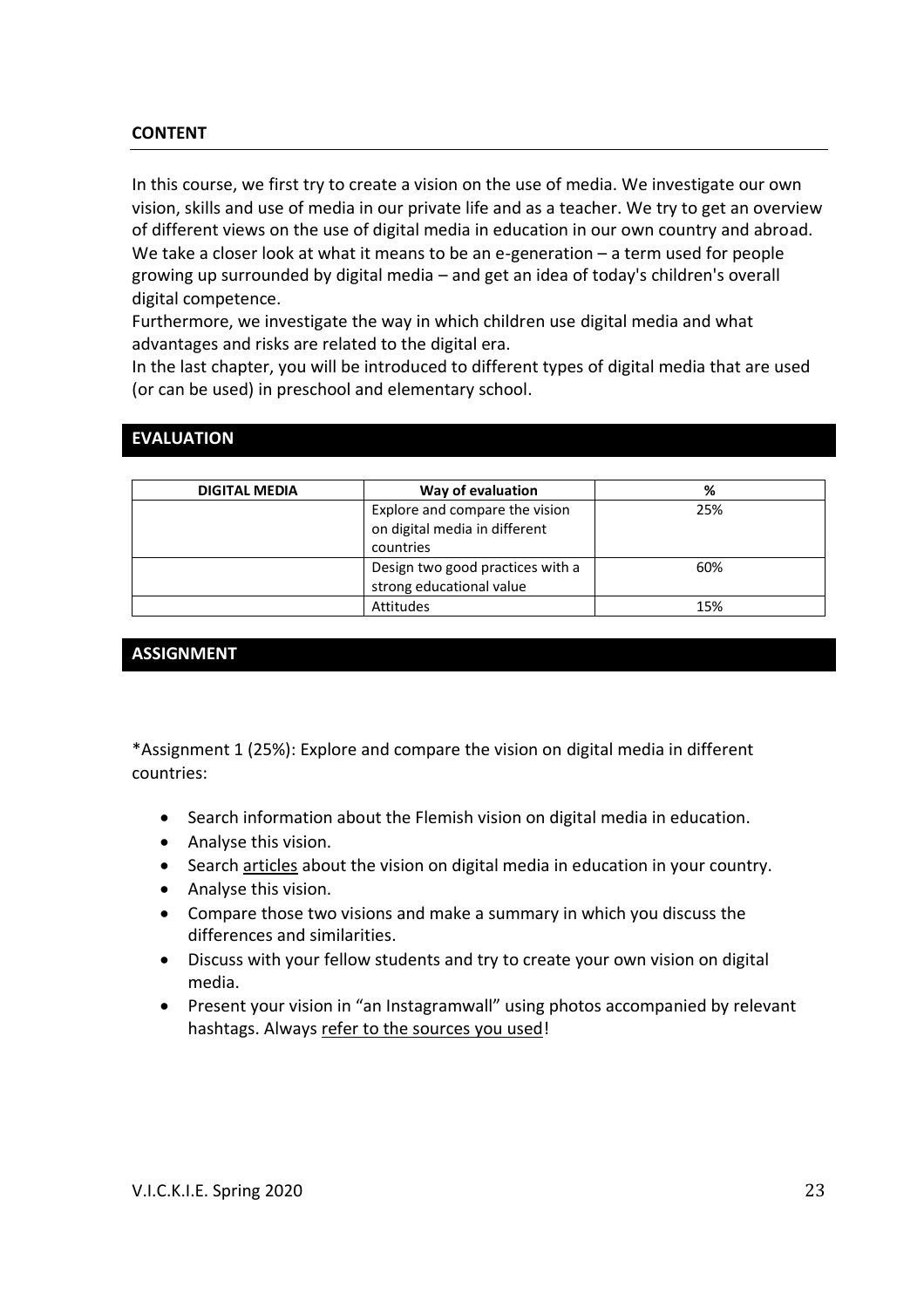## CONTENT

In this course, we first try to create a vision on the use of media. We investigate our own vision, skills and use of media in our private life and as a teacher. We try to get an overview of different views on the use of digital media in education in our own country and abroad. We take a closer look at what it means to be an e-generation – a term used for people growing up surrounded by digital media – and get an idea of today's children's overall digital competence.
Furthermore, we investigate the way in which children use digital media and what advantages and risks are related to the digital era.
In the last chapter, you will be introduced to different types of digital media that are used (or can be used) in preschool and elementary school.

## EVALUATION

| DIGITAL MEDIA | Way of evaluation | % |
|---|---|---|
| | Explore and compare the vision on digital media in different countries | 25% |
| | Design two good practices with a strong educational value | 60% |
| | Attitudes | 15% |

## ASSIGNMENT

*Assignment 1 (25%): Explore and compare the vision on digital media in different countries:

- Search information about the Flemish vision on digital media in education.
- Analyse this vision.
- Search articles about the vision on digital media in education in your country.
- Analyse this vision.
- Compare those two visions and make a summary in which you discuss the differences and similarities.
- Discuss with your fellow students and try to create your own vision on digital media.
- Present your vision in "an Instagramwall" using photos accompanied by relevant hashtags. Always refer to the sources you used!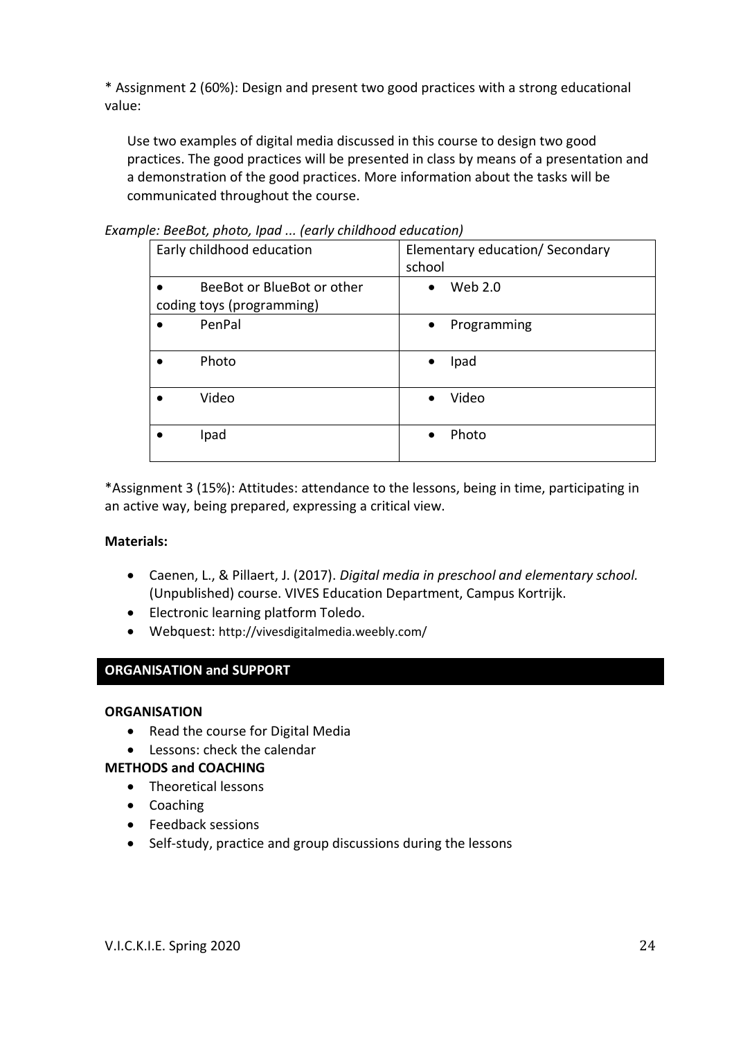* Assignment 2 (60%): Design and present two good practices with a strong educational value:

Use two examples of digital media discussed in this course to design two good practices. The good practices will be presented in class by means of a presentation and a demonstration of the good practices. More information about the tasks will be communicated throughout the course.

*Example: BeeBot, photo, Ipad ... (early childhood education)*

| Early childhood education | Elementary education/ Secondary school |
|---|---|
| • BeeBot or BlueBot or other coding toys (programming) | • Web 2.0 |
| • PenPal | • Programming |
| • Photo | • Ipad |
| • Video | • Video |
| • Ipad | • Photo |

*Assignment 3 (15%): Attitudes: attendance to the lessons, being in time, participating in an active way, being prepared, expressing a critical view.

**Materials:**

- Caenen, L., & Pillaert, J. (2017). *Digital media in preschool and elementary school.* (Unpublished) course. VIVES Education Department, Campus Kortrijk.
- Electronic learning platform Toledo.
- Webquest: http://vivesdigitalmedia.weebly.com/

## ORGANISATION and SUPPORT

**ORGANISATION**

- Read the course for Digital Media
- Lessons: check the calendar

**METHODS and COACHING**

- Theoretical lessons
- Coaching
- Feedback sessions
- Self-study, practice and group discussions during the lessons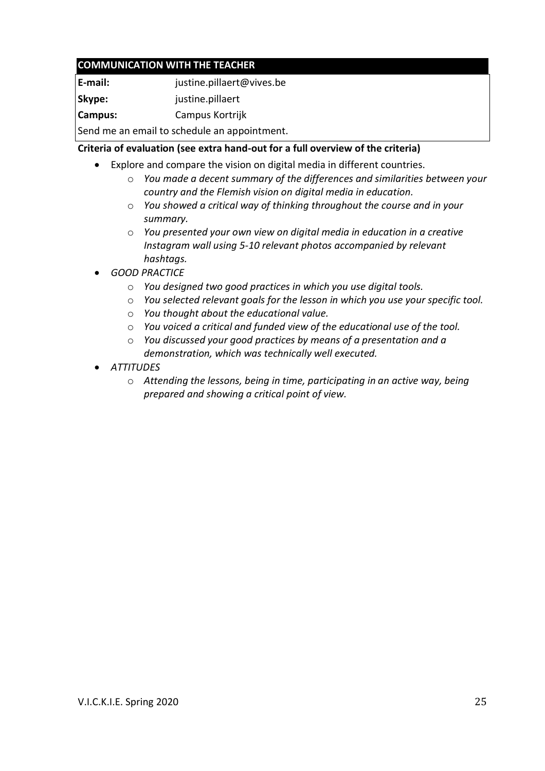| COMMUNICATION WITH THE TEACHER | |
|---|---|
| **E-mail:** | justine.pillaert@vives.be |
| **Skype:** | justine.pillaert |
| **Campus:** | Campus Kortrijk |
| Send me an email to schedule an appointment. | |

**Criteria of evaluation (see extra hand-out for a full overview of the criteria)**

- Explore and compare the vision on digital media in different countries.
  - *You made a decent summary of the differences and similarities between your country and the Flemish vision on digital media in education.*
  - *You showed a critical way of thinking throughout the course and in your summary.*
  - *You presented your own view on digital media in education in a creative Instagram wall using 5-10 relevant photos accompanied by relevant hashtags.*
- *GOOD PRACTICE*
  - *You designed two good practices in which you use digital tools.*
  - *You selected relevant goals for the lesson in which you use your specific tool.*
  - *You thought about the educational value.*
  - *You voiced a critical and funded view of the educational use of the tool.*
  - *You discussed your good practices by means of a presentation and a demonstration, which was technically well executed.*
- *ATTITUDES*
  - *Attending the lessons, being in time, participating in an active way, being prepared and showing a critical point of view.*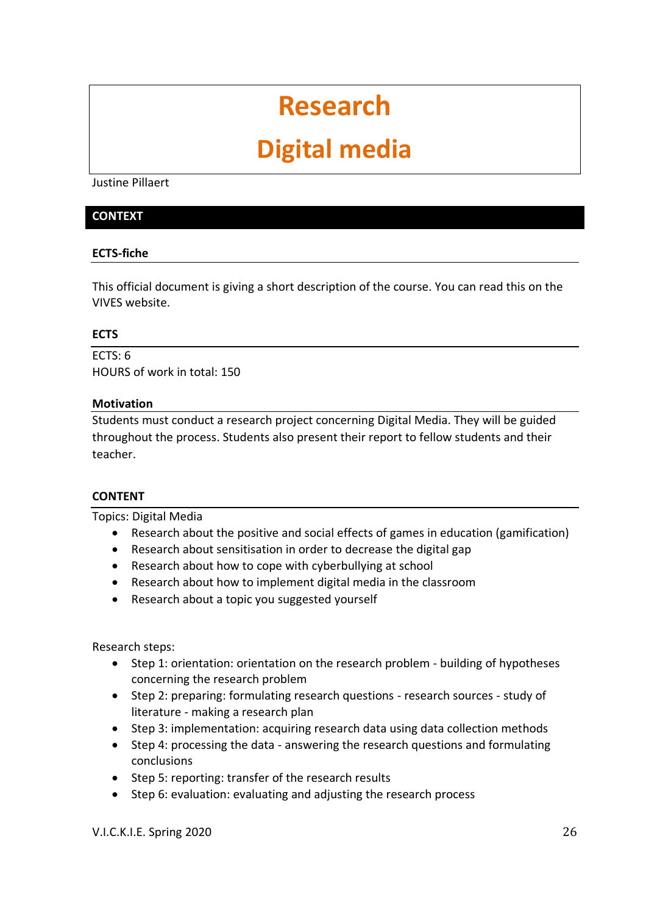# Research

# Digital media

Justine Pillaert

## CONTEXT

### ECTS-fiche

This official document is giving a short description of the course. You can read this on the VIVES website.

### ECTS

ECTS: 6
HOURS of work in total: 150

### Motivation

Students must conduct a research project concerning Digital Media. They will be guided throughout the process. Students also present their report to fellow students and their teacher.

### CONTENT

Topics: Digital Media

- Research about the positive and social effects of games in education (gamification)
- Research about sensitisation in order to decrease the digital gap
- Research about how to cope with cyberbullying at school
- Research about how to implement digital media in the classroom
- Research about a topic you suggested yourself

Research steps:

- Step 1: orientation: orientation on the research problem - building of hypotheses concerning the research problem
- Step 2: preparing: formulating research questions - research sources - study of literature - making a research plan
- Step 3: implementation: acquiring research data using data collection methods
- Step 4: processing the data - answering the research questions and formulating conclusions
- Step 5: reporting: transfer of the research results
- Step 6: evaluation: evaluating and adjusting the research process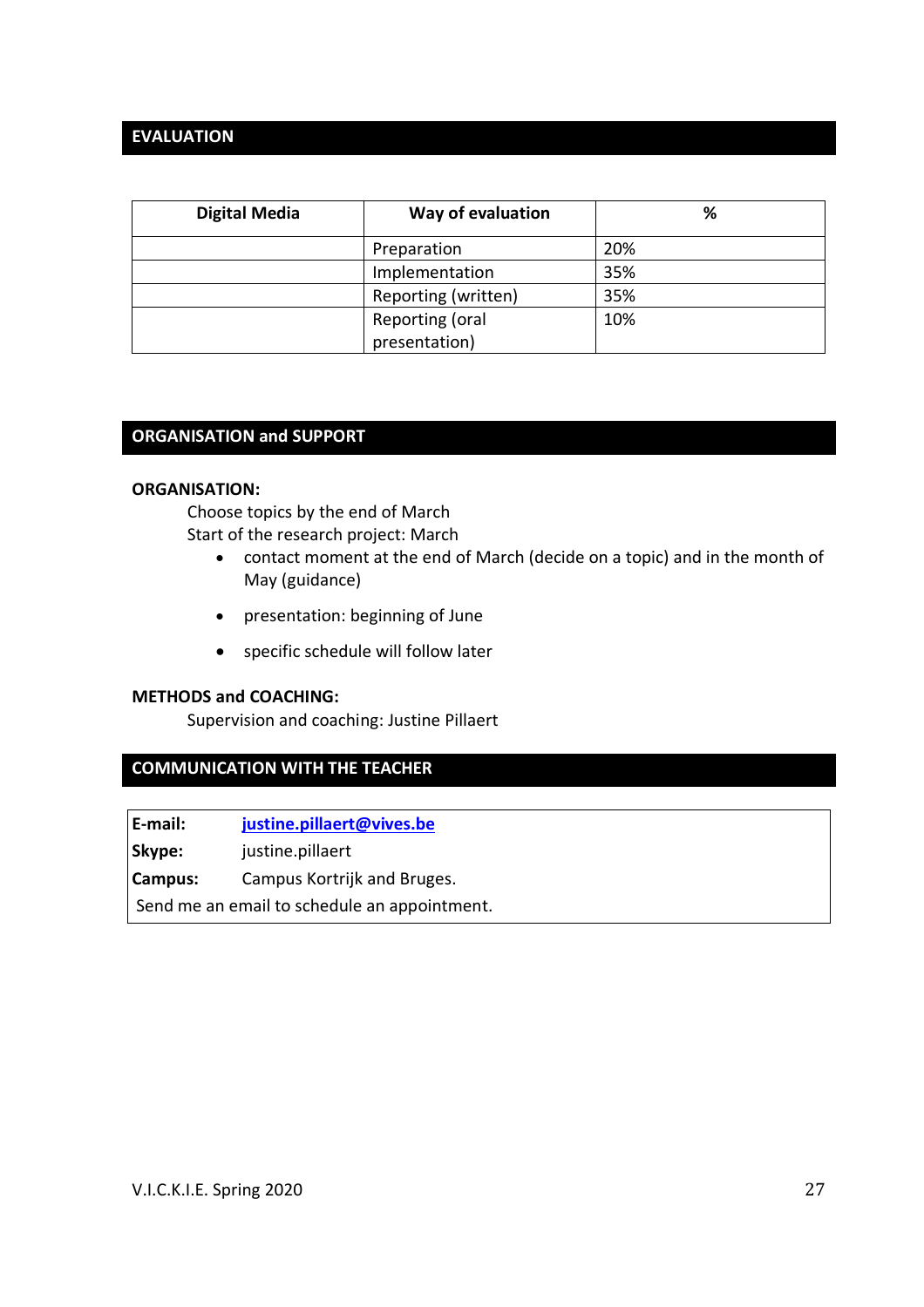## EVALUATION

| Digital Media | Way of evaluation | % |
|---|---|---|
| | Preparation | 20% |
| | Implementation | 35% |
| | Reporting (written) | 35% |
| | Reporting (oral presentation) | 10% |

## ORGANISATION and SUPPORT

**ORGANISATION:**

Choose topics by the end of March
Start of the research project: March

- contact moment at the end of March (decide on a topic) and in the month of May (guidance)
- presentation: beginning of June
- specific schedule will follow later

**METHODS and COACHING:**

Supervision and coaching: Justine Pillaert

## COMMUNICATION WITH THE TEACHER

| | |
|---|---|
| **E-mail:** | justine.pillaert@vives.be |
| **Skype:** | justine.pillaert |
| **Campus:** | Campus Kortrijk and Bruges. |
| Send me an email to schedule an appointment. | |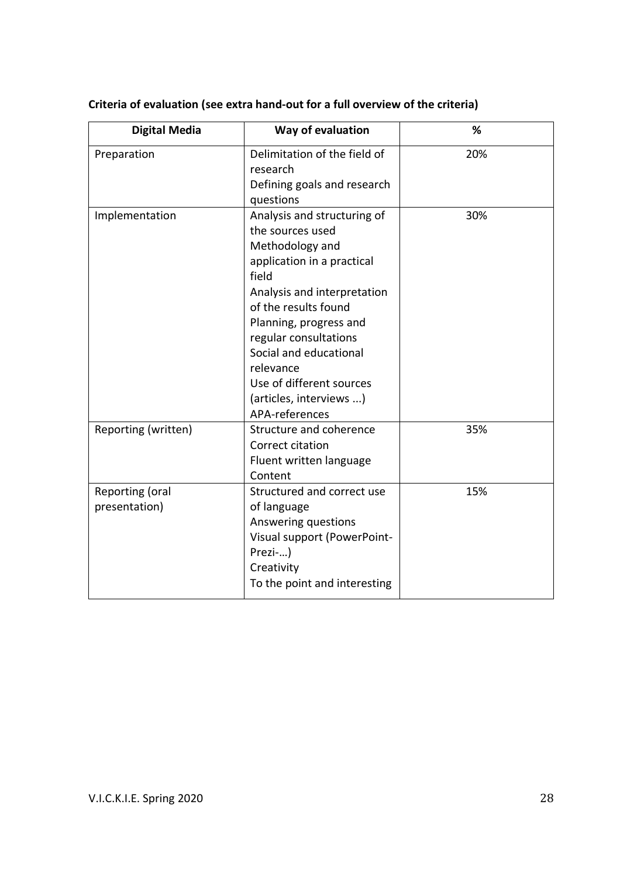**Criteria of evaluation (see extra hand-out for a full overview of the criteria)**

| Digital Media | Way of evaluation | % |
| --- | --- | --- |
| Preparation | Delimitation of the field of research<br>Defining goals and research questions | 20% |
| Implementation | Analysis and structuring of the sources used<br>Methodology and application in a practical field<br>Analysis and interpretation of the results found<br>Planning, progress and regular consultations<br>Social and educational relevance<br>Use of different sources (articles, interviews ...)<br>APA-references | 30% |
| Reporting (written) | Structure and coherence<br>Correct citation<br>Fluent written language<br>Content | 35% |
| Reporting (oral presentation) | Structured and correct use of language<br>Answering questions<br>Visual support (PowerPoint-Prezi-…)<br>Creativity<br>To the point and interesting | 15% |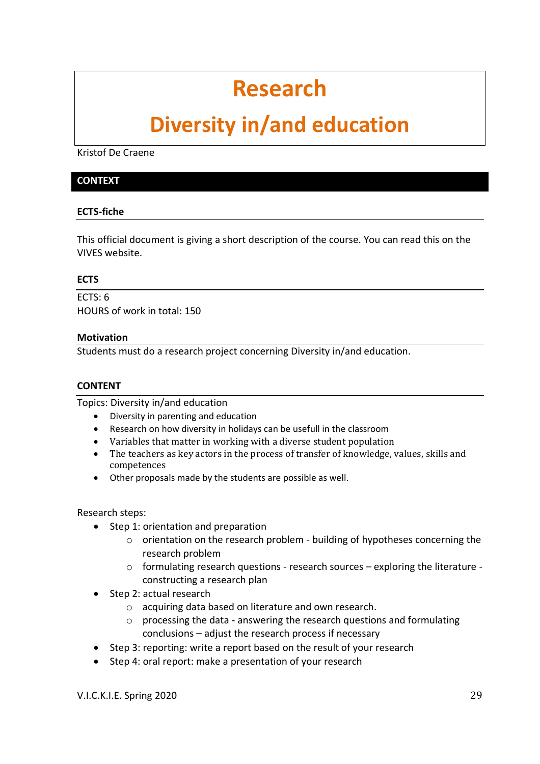# Research

# Diversity in/and education

Kristof De Craene

## CONTEXT

### ECTS-fiche

This official document is giving a short description of the course. You can read this on the VIVES website.

### ECTS

ECTS: 6
HOURS of work in total: 150

### Motivation

Students must do a research project concerning Diversity in/and education.

## CONTENT

Topics: Diversity in/and education

- Diversity in parenting and education
- Research on how diversity in holidays can be usefull in the classroom
- Variables that matter in working with a diverse student population
- The teachers as key actors in the process of transfer of knowledge, values, skills and competences
- Other proposals made by the students are possible as well.

Research steps:

- Step 1: orientation and preparation
  - orientation on the research problem - building of hypotheses concerning the research problem
  - formulating research questions - research sources – exploring the literature - constructing a research plan
- Step 2: actual research
  - acquiring data based on literature and own research.
  - processing the data - answering the research questions and formulating conclusions – adjust the research process if necessary
- Step 3: reporting: write a report based on the result of your research
- Step 4: oral report: make a presentation of your research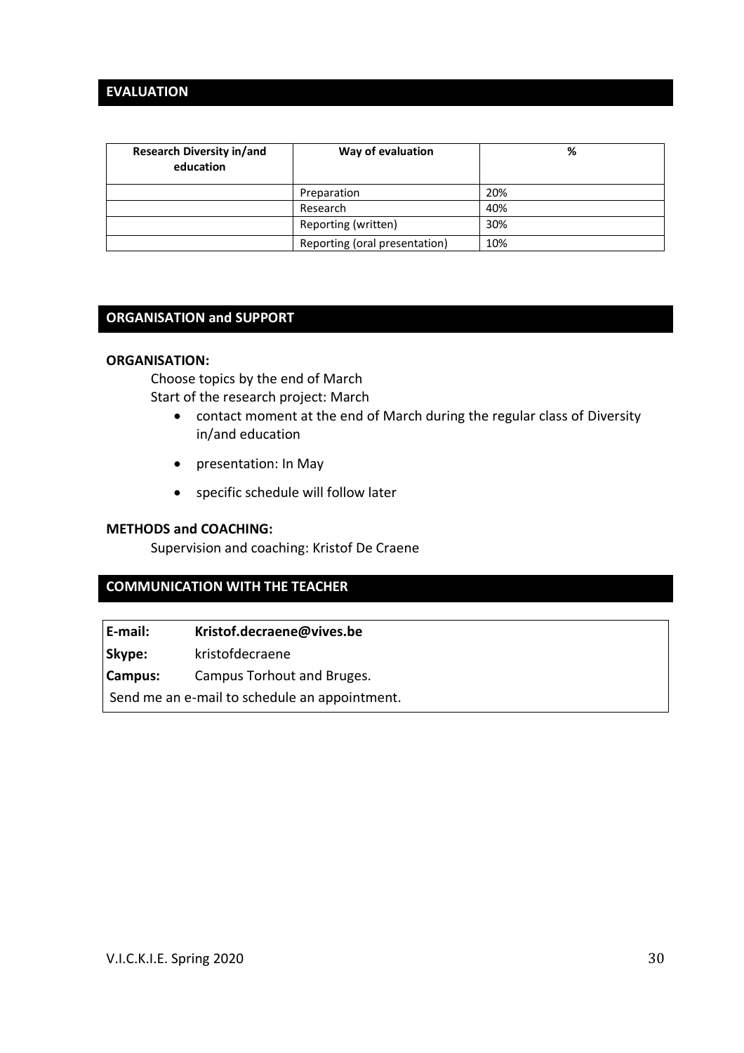## EVALUATION

| Research Diversity in/and education | Way of evaluation | % |
|---|---|---|
| | Preparation | 20% |
| | Research | 40% |
| | Reporting (written) | 30% |
| | Reporting (oral presentation) | 10% |

## ORGANISATION and SUPPORT

**ORGANISATION:**

Choose topics by the end of March

Start of the research project: March

- contact moment at the end of March during the regular class of Diversity in/and education
- presentation: In May
- specific schedule will follow later

**METHODS and COACHING:**

Supervision and coaching: Kristof De Craene

## COMMUNICATION WITH THE TEACHER

**E-mail:** **Kristof.decraene@vives.be**

**Skype:** kristofdecraene

**Campus:** Campus Torhout and Bruges.

Send me an e-mail to schedule an appointment.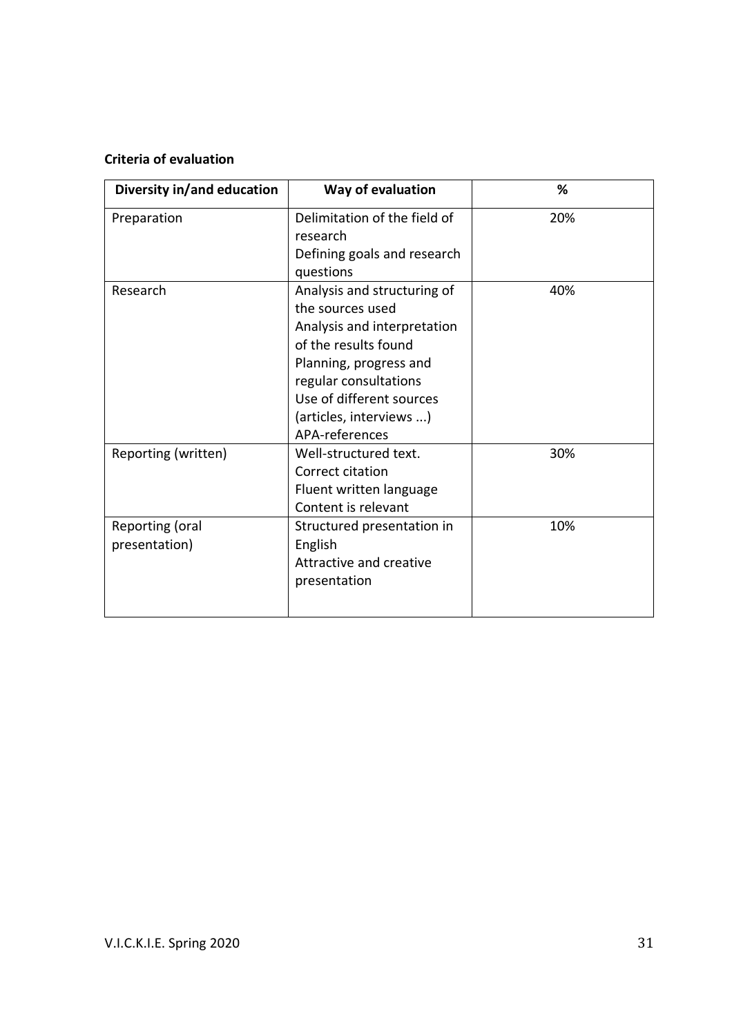**Criteria of evaluation**

| Diversity in/and education | Way of evaluation | % |
| --- | --- | --- |
| Preparation | Delimitation of the field of research<br>Defining goals and research questions | 20% |
| Research | Analysis and structuring of the sources used<br>Analysis and interpretation of the results found<br>Planning, progress and regular consultations<br>Use of different sources (articles, interviews ...)<br>APA-references | 40% |
| Reporting (written) | Well-structured text.<br>Correct citation<br>Fluent written language<br>Content is relevant | 30% |
| Reporting (oral presentation) | Structured presentation in English<br>Attractive and creative presentation | 10% |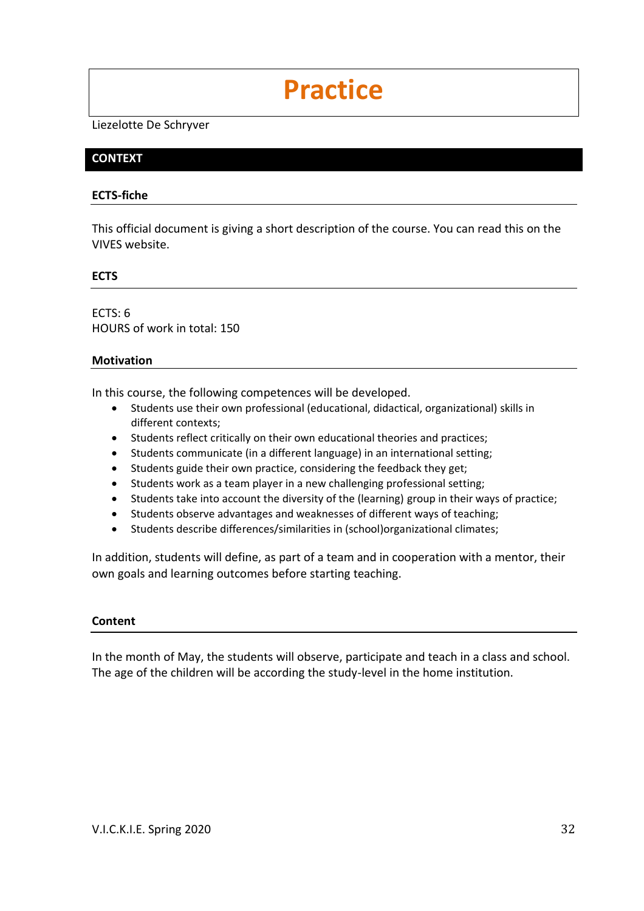# Practice

Liezelotte De Schryver

## CONTEXT

### ECTS-fiche

This official document is giving a short description of the course. You can read this on the VIVES website.

### ECTS

ECTS: 6
HOURS of work in total: 150

### Motivation

In this course, the following competences will be developed.

- Students use their own professional (educational, didactical, organizational) skills in different contexts;
- Students reflect critically on their own educational theories and practices;
- Students communicate (in a different language) in an international setting;
- Students guide their own practice, considering the feedback they get;
- Students work as a team player in a new challenging professional setting;
- Students take into account the diversity of the (learning) group in their ways of practice;
- Students observe advantages and weaknesses of different ways of teaching;
- Students describe differences/similarities in (school)organizational climates;

In addition, students will define, as part of a team and in cooperation with a mentor, their own goals and learning outcomes before starting teaching.

### Content

In the month of May, the students will observe, participate and teach in a class and school. The age of the children will be according the study-level in the home institution.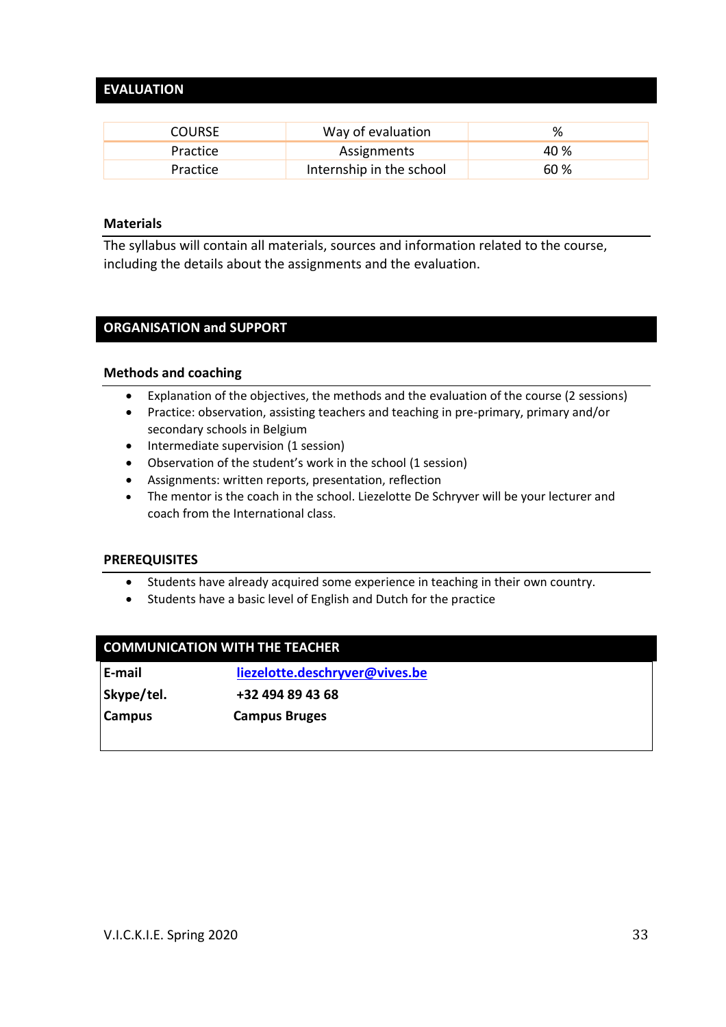## EVALUATION

| COURSE | Way of evaluation | % |
| --- | --- | --- |
| Practice | Assignments | 40 % |
| Practice | Internship in the school | 60 % |

### Materials

The syllabus will contain all materials, sources and information related to the course, including the details about the assignments and the evaluation.

## ORGANISATION and SUPPORT

### Methods and coaching

- Explanation of the objectives, the methods and the evaluation of the course (2 sessions)
- Practice: observation, assisting teachers and teaching in pre-primary, primary and/or secondary schools in Belgium
- Intermediate supervision (1 session)
- Observation of the student's work in the school (1 session)
- Assignments: written reports, presentation, reflection
- The mentor is the coach in the school. Liezelotte De Schryver will be your lecturer and coach from the International class.

### PREREQUISITES

- Students have already acquired some experience in teaching in their own country.
- Students have a basic level of English and Dutch for the practice

## COMMUNICATION WITH THE TEACHER

| | |
| --- | --- |
| **E-mail** | **liezelotte.deschryver@vives.be** |
| **Skype/tel.** | **+32 494 89 43 68** |
| **Campus** | **Campus Bruges** |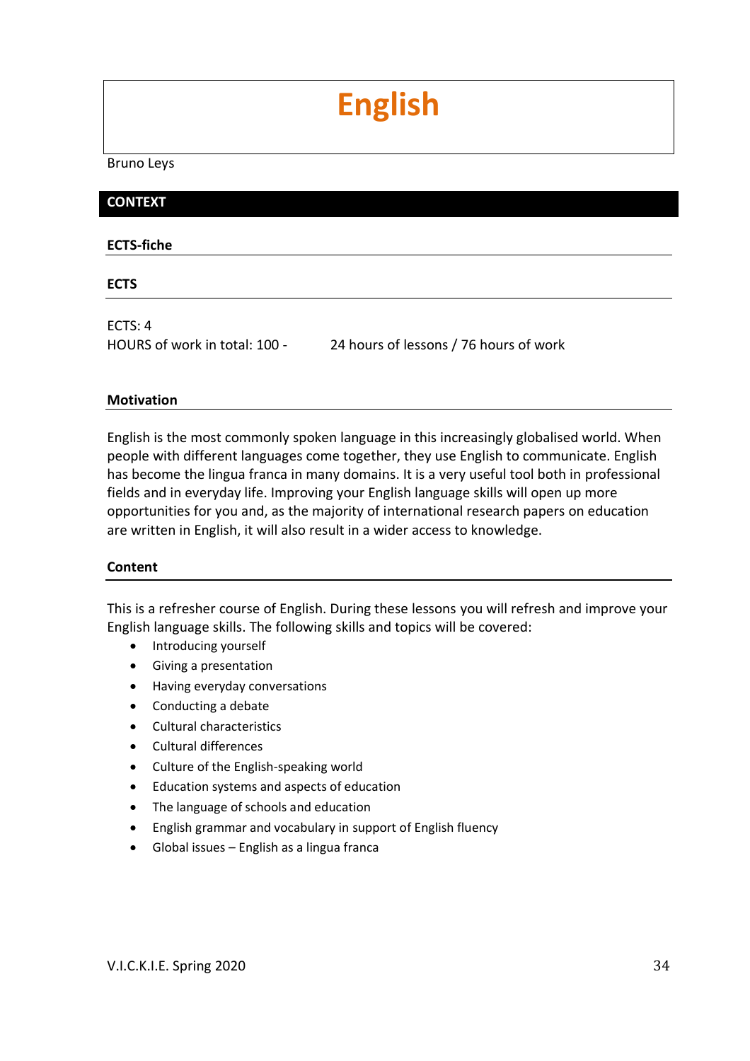# English

Bruno Leys

## CONTEXT

### ECTS-fiche

### ECTS

ECTS: 4
HOURS of work in total: 100 - 24 hours of lessons / 76 hours of work

### Motivation

English is the most commonly spoken language in this increasingly globalised world. When people with different languages come together, they use English to communicate. English has become the lingua franca in many domains. It is a very useful tool both in professional fields and in everyday life. Improving your English language skills will open up more opportunities for you and, as the majority of international research papers on education are written in English, it will also result in a wider access to knowledge.

### Content

This is a refresher course of English. During these lessons you will refresh and improve your English language skills. The following skills and topics will be covered:

- Introducing yourself
- Giving a presentation
- Having everyday conversations
- Conducting a debate
- Cultural characteristics
- Cultural differences
- Culture of the English-speaking world
- Education systems and aspects of education
- The language of schools and education
- English grammar and vocabulary in support of English fluency
- Global issues – English as a lingua franca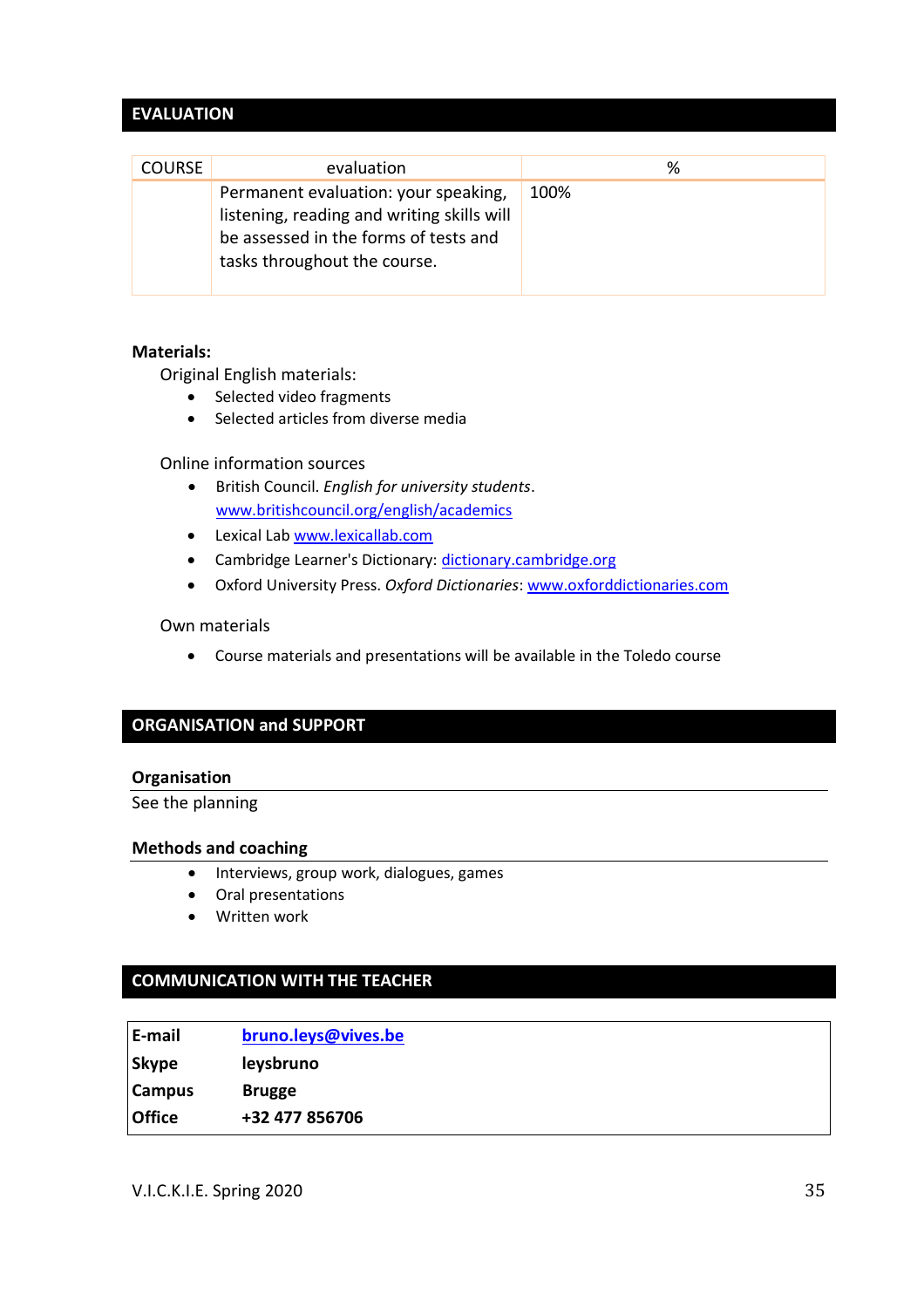## EVALUATION

| COURSE | evaluation | % |
|---|---|---|
| | Permanent evaluation: your speaking, listening, reading and writing skills will be assessed in the forms of tests and tasks throughout the course. | 100% |

**Materials:**

Original English materials:

- Selected video fragments
- Selected articles from diverse media

Online information sources

- British Council. *English for university students*. www.britishcouncil.org/english/academics
- Lexical Lab www.lexicallab.com
- Cambridge Learner's Dictionary: dictionary.cambridge.org
- Oxford University Press. *Oxford Dictionaries*: www.oxforddictionaries.com

Own materials

- Course materials and presentations will be available in the Toledo course

## ORGANISATION and SUPPORT

### Organisation

See the planning

### Methods and coaching

- Interviews, group work, dialogues, games
- Oral presentations
- Written work

## COMMUNICATION WITH THE TEACHER

| | |
|---|---|
| **E-mail** | **bruno.leys@vives.be** |
| **Skype** | **leysbruno** |
| **Campus** | **Brugge** |
| **Office** | **+32 477 856706** |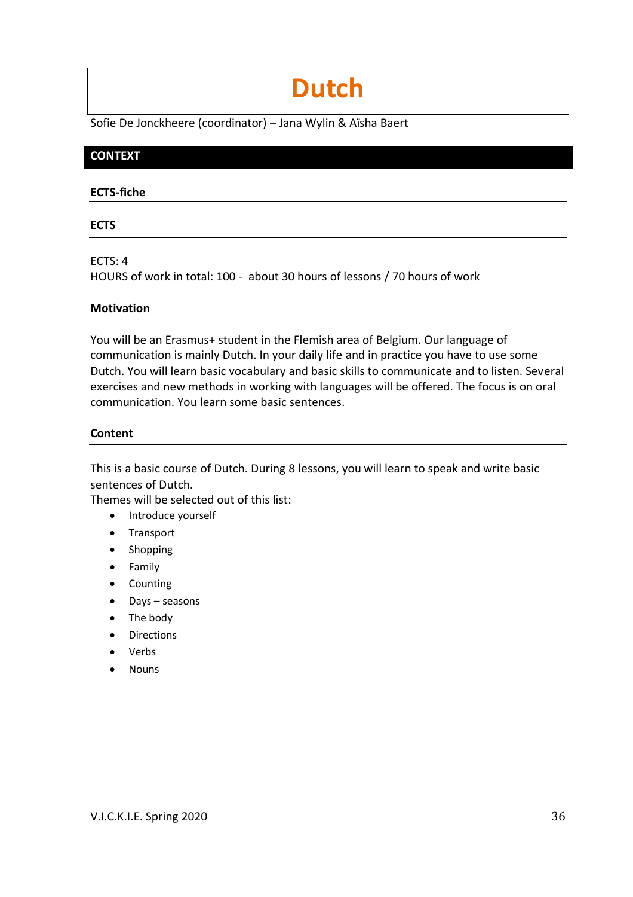# Dutch

Sofie De Jonckheere (coordinator) – Jana Wylin & Aïsha Baert

## CONTEXT

### ECTS-fiche

### ECTS

ECTS: 4
HOURS of work in total: 100 - about 30 hours of lessons / 70 hours of work

### Motivation

You will be an Erasmus+ student in the Flemish area of Belgium. Our language of communication is mainly Dutch. In your daily life and in practice you have to use some Dutch. You will learn basic vocabulary and basic skills to communicate and to listen. Several exercises and new methods in working with languages will be offered. The focus is on oral communication. You learn some basic sentences.

### Content

This is a basic course of Dutch. During 8 lessons, you will learn to speak and write basic sentences of Dutch.
Themes will be selected out of this list:

- Introduce yourself
- Transport
- Shopping
- Family
- Counting
- Days – seasons
- The body
- Directions
- Verbs
- Nouns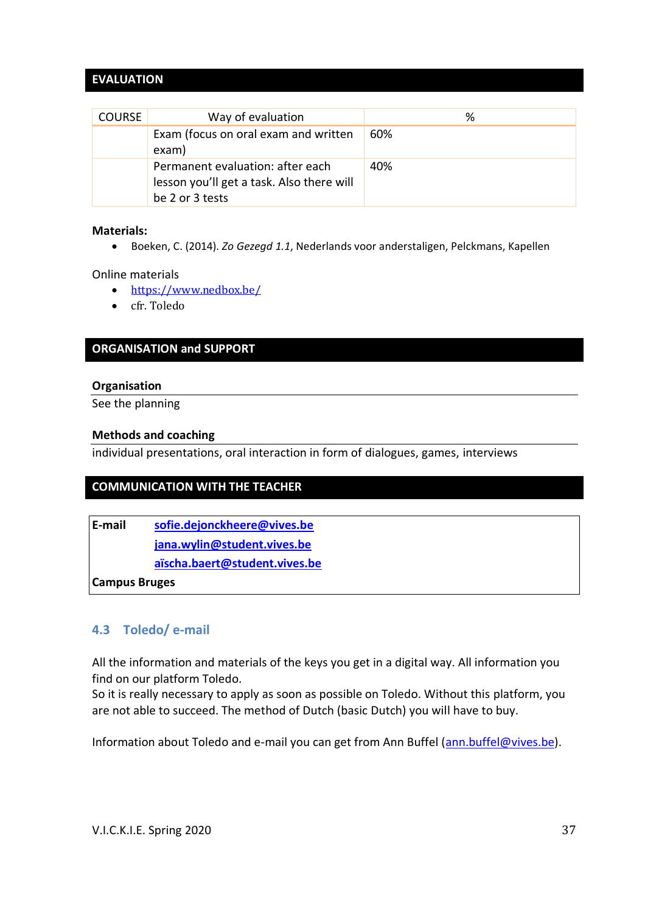## EVALUATION

| COURSE | Way of evaluation | % |
|---|---|---|
| | Exam (focus on oral exam and written exam) | 60% |
| | Permanent evaluation: after each lesson you'll get a task. Also there will be 2 or 3 tests | 40% |

**Materials:**

- Boeken, C. (2014). *Zo Gezegd 1.1*, Nederlands voor anderstaligen, Pelckmans, Kapellen

Online materials

- https://www.nedbox.be/
- cfr. Toledo

## ORGANISATION and SUPPORT

**Organisation**

See the planning

**Methods and coaching**

individual presentations, oral interaction in form of dialogues, games, interviews

## COMMUNICATION WITH THE TEACHER

| | |
|---|---|
| **E-mail** | **sofie.dejonckheere@vives.be** |
| | **jana.wylin@student.vives.be** |
| | **aïscha.baert@student.vives.be** |
| **Campus Bruges** | |

### 4.3 Toledo/ e-mail

All the information and materials of the keys you get in a digital way. All information you find on our platform Toledo.
So it is really necessary to apply as soon as possible on Toledo. Without this platform, you are not able to succeed. The method of Dutch (basic Dutch) you will have to buy.

Information about Toledo and e-mail you can get from Ann Buffel (ann.buffel@vives.be).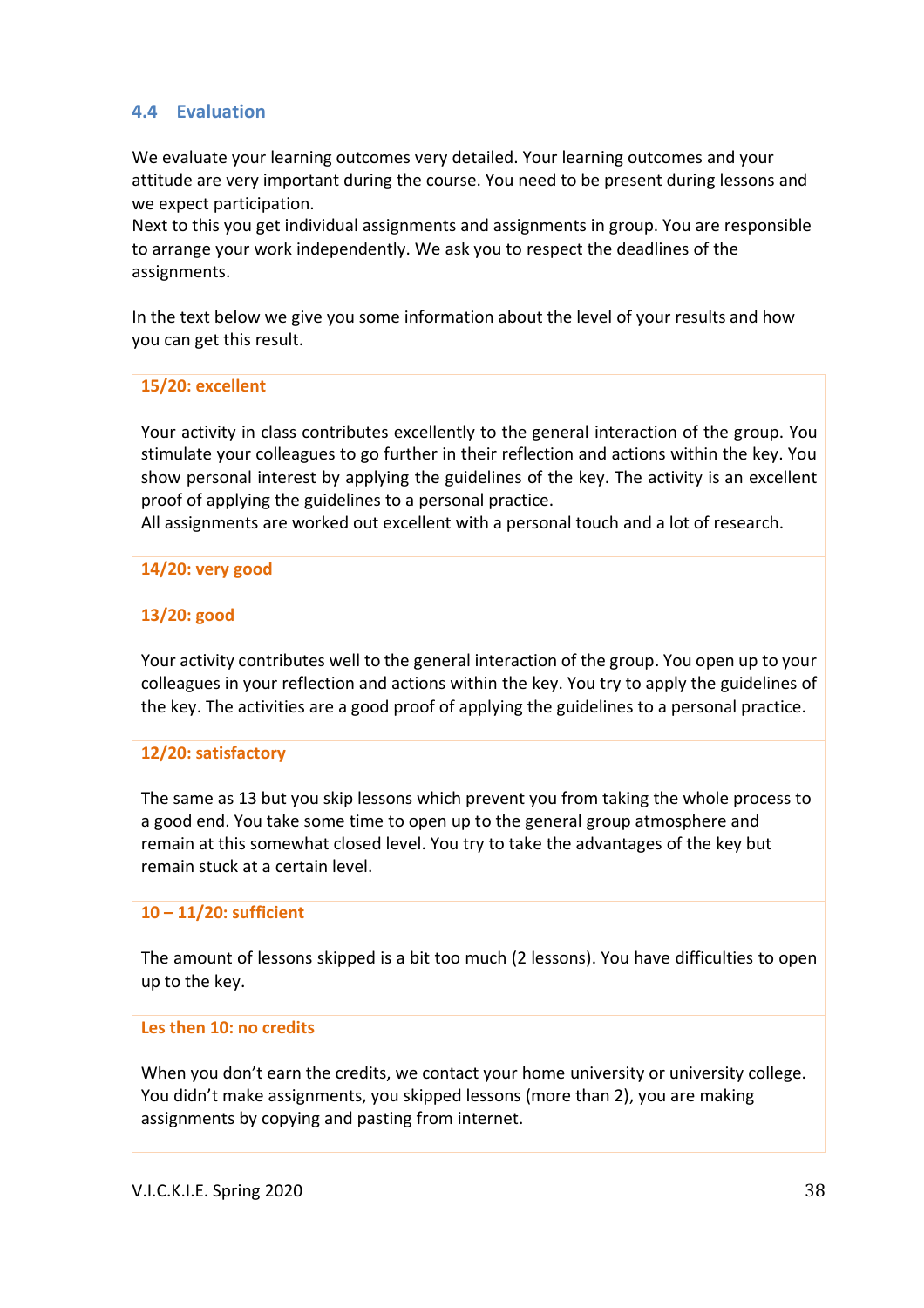### 4.4 Evaluation

We evaluate your learning outcomes very detailed. Your learning outcomes and your attitude are very important during the course. You need to be present during lessons and we expect participation.
Next to this you get individual assignments and assignments in group. You are responsible to arrange your work independently. We ask you to respect the deadlines of the assignments.

In the text below we give you some information about the level of your results and how you can get this result.

**15/20: excellent**

Your activity in class contributes excellently to the general interaction of the group. You stimulate your colleagues to go further in their reflection and actions within the key. You show personal interest by applying the guidelines of the key. The activity is an excellent proof of applying the guidelines to a personal practice.
All assignments are worked out excellent with a personal touch and a lot of research.

**14/20: very good**

**13/20: good**

Your activity contributes well to the general interaction of the group. You open up to your colleagues in your reflection and actions within the key. You try to apply the guidelines of the key. The activities are a good proof of applying the guidelines to a personal practice.

**12/20: satisfactory**

The same as 13 but you skip lessons which prevent you from taking the whole process to a good end. You take some time to open up to the general group atmosphere and remain at this somewhat closed level. You try to take the advantages of the key but remain stuck at a certain level.

**10 – 11/20: sufficient**

The amount of lessons skipped is a bit too much (2 lessons). You have difficulties to open up to the key.

**Les then 10: no credits**

When you don't earn the credits, we contact your home university or university college. You didn't make assignments, you skipped lessons (more than 2), you are making assignments by copying and pasting from internet.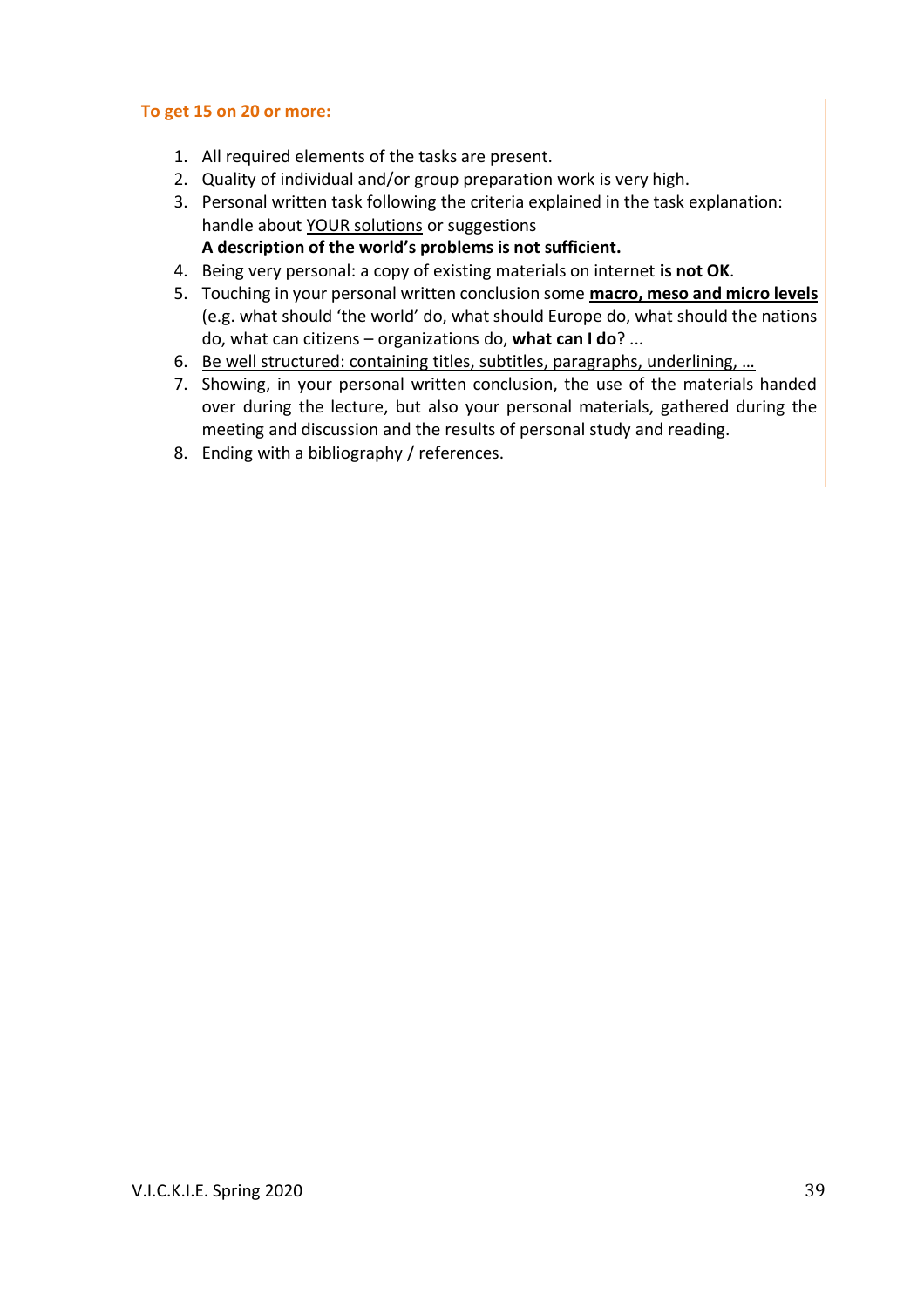**To get 15 on 20 or more:**

1. All required elements of the tasks are present.
2. Quality of individual and/or group preparation work is very high.
3. Personal written task following the criteria explained in the task explanation: handle about <u>YOUR solutions</u> or suggestions
   **A description of the world's problems is not sufficient.**
4. Being very personal: a copy of existing materials on internet **is not OK**.
5. Touching in your personal written conclusion some **<u>macro, meso and micro levels</u>** (e.g. what should 'the world' do, what should Europe do, what should the nations do, what can citizens – organizations do, **what can I do**? ...
6. <u>Be well structured: containing titles, subtitles, paragraphs, underlining, …</u>
7. Showing, in your personal written conclusion, the use of the materials handed over during the lecture, but also your personal materials, gathered during the meeting and discussion and the results of personal study and reading.
8. Ending with a bibliography / references.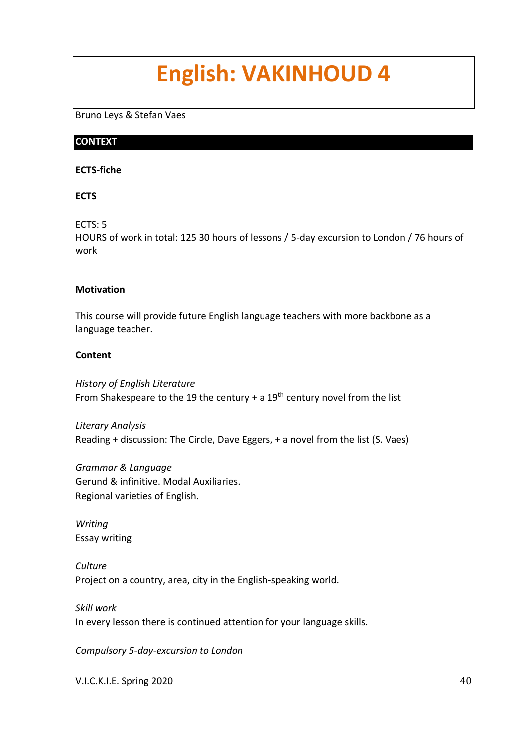# English: VAKINHOUD 4

Bruno Leys & Stefan Vaes

## CONTEXT

**ECTS-fiche**

**ECTS**

ECTS: 5
HOURS of work in total: 125 30 hours of lessons / 5-day excursion to London / 76 hours of work

**Motivation**

This course will provide future English language teachers with more backbone as a language teacher.

**Content**

*History of English Literature*
From Shakespeare to the 19 the century + a 19th century novel from the list

*Literary Analysis*
Reading + discussion: The Circle, Dave Eggers, + a novel from the list (S. Vaes)

*Grammar & Language*
Gerund & infinitive. Modal Auxiliaries.
Regional varieties of English.

*Writing*
Essay writing

*Culture*
Project on a country, area, city in the English-speaking world.

*Skill work*
In every lesson there is continued attention for your language skills.

*Compulsory 5-day-excursion to London*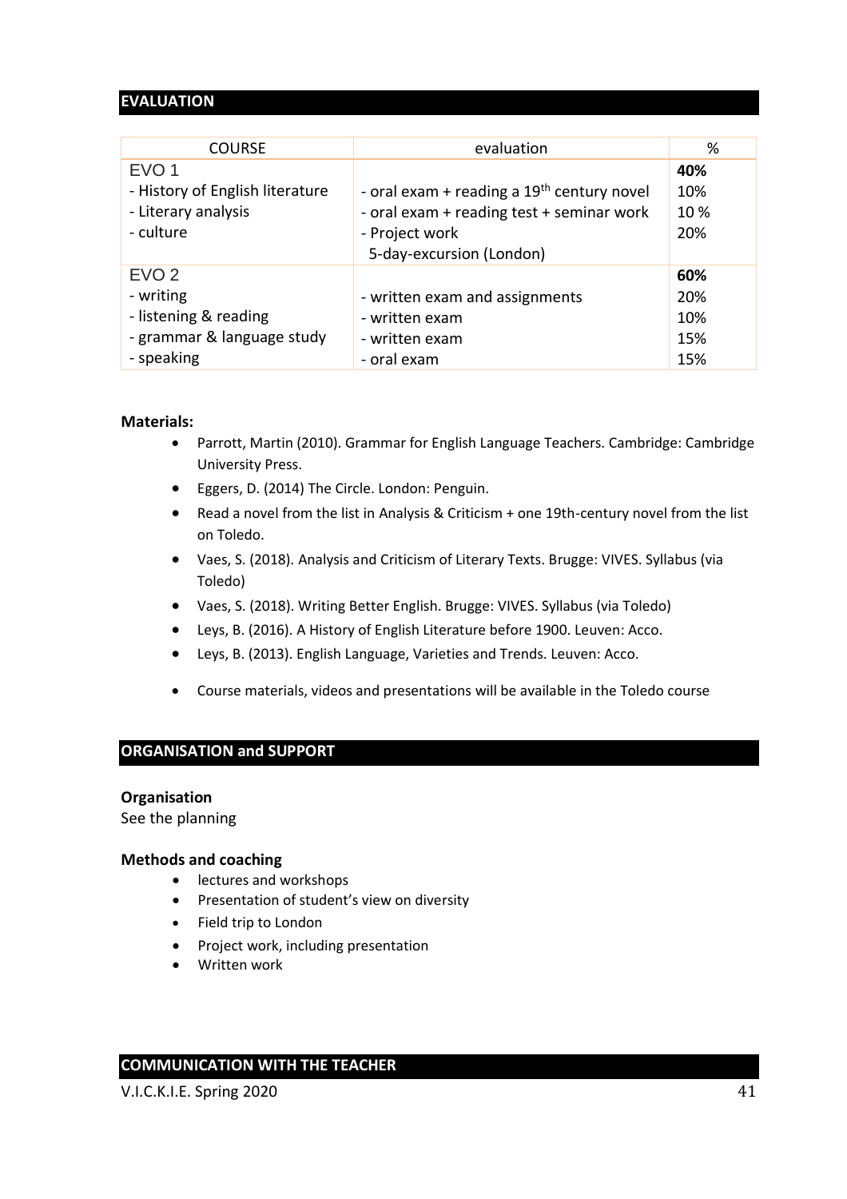## EVALUATION

| COURSE | evaluation | % |
|---|---|---|
| EVO 1 | | **40%** |
| - History of English literature | - oral exam + reading a 19th century novel | 10% |
| - Literary analysis | - oral exam + reading test + seminar work | 10 % |
| - culture | - Project work<br>5-day-excursion (London) | 20% |
| EVO 2 | | **60%** |
| - writing | - written exam and assignments | 20% |
| - listening & reading | - written exam | 10% |
| - grammar & language study | - written exam | 15% |
| - speaking | - oral exam | 15% |

**Materials:**

- Parrott, Martin (2010). Grammar for English Language Teachers. Cambridge: Cambridge University Press.
- Eggers, D. (2014) The Circle. London: Penguin.
- Read a novel from the list in Analysis & Criticism + one 19th-century novel from the list on Toledo.
- Vaes, S. (2018). Analysis and Criticism of Literary Texts. Brugge: VIVES. Syllabus (via Toledo)
- Vaes, S. (2018). Writing Better English. Brugge: VIVES. Syllabus (via Toledo)
- Leys, B. (2016). A History of English Literature before 1900. Leuven: Acco.
- Leys, B. (2013). English Language, Varieties and Trends. Leuven: Acco.
- Course materials, videos and presentations will be available in the Toledo course

## ORGANISATION and SUPPORT

**Organisation**

See the planning

**Methods and coaching**

- lectures and workshops
- Presentation of student's view on diversity
- Field trip to London
- Project work, including presentation
- Written work

## COMMUNICATION WITH THE TEACHER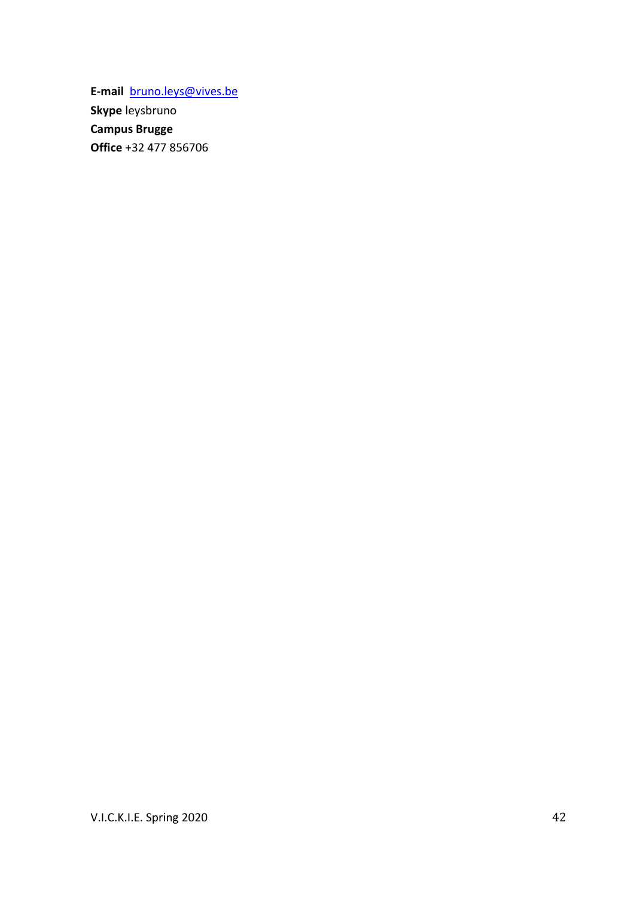**E-mail** bruno.leys@vives.be
**Skype** leysbruno
**Campus Brugge**
**Office** +32 477 856706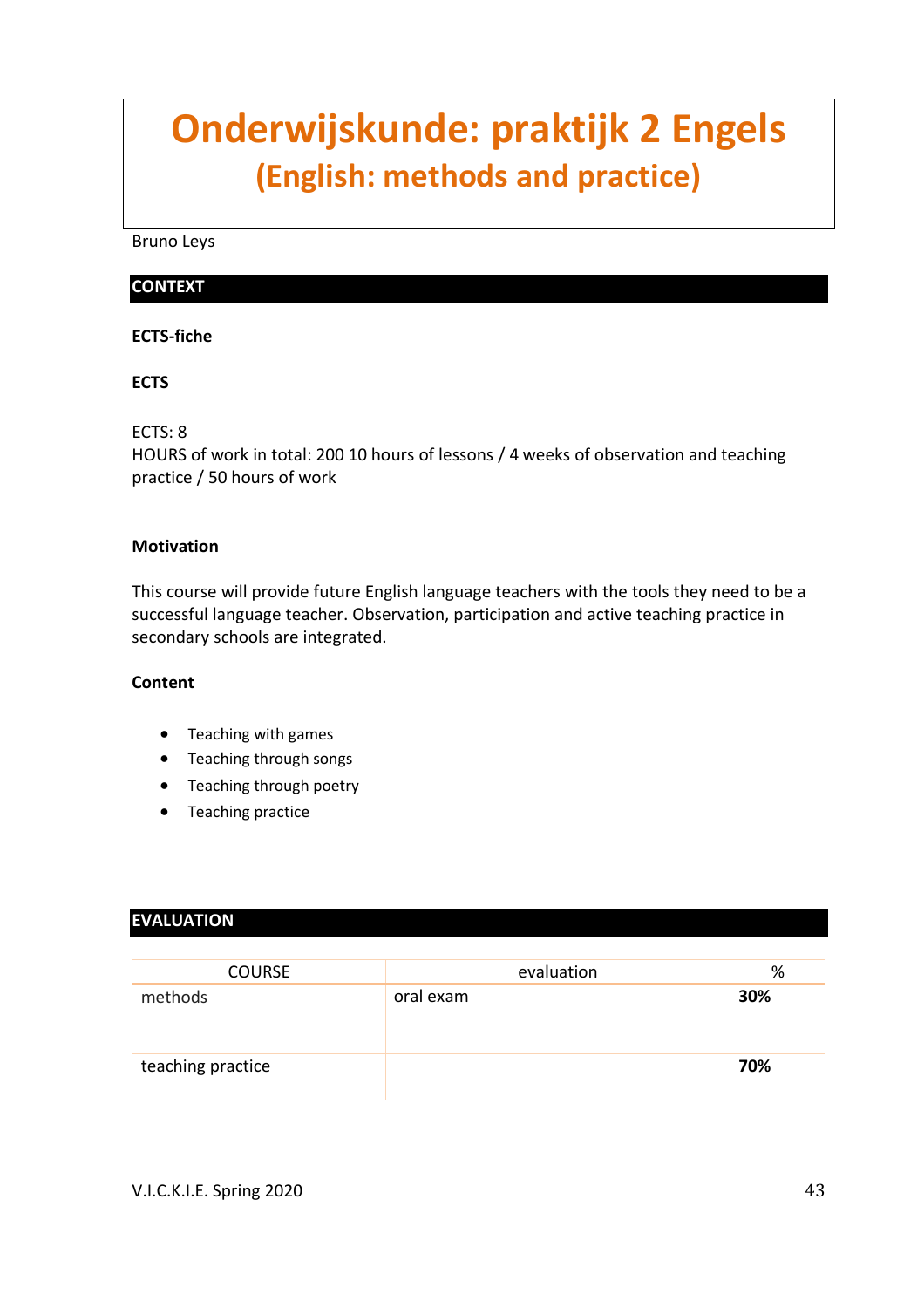# Onderwijskunde: praktijk 2 Engels
## (English: methods and practice)

Bruno Leys

## CONTEXT

**ECTS-fiche**

**ECTS**

ECTS: 8
HOURS of work in total: 200 10 hours of lessons / 4 weeks of observation and teaching practice / 50 hours of work

**Motivation**

This course will provide future English language teachers with the tools they need to be a successful language teacher. Observation, participation and active teaching practice in secondary schools are integrated.

**Content**

- Teaching with games
- Teaching through songs
- Teaching through poetry
- Teaching practice

## EVALUATION

| COURSE | evaluation | % |
|---|---|---|
| methods | oral exam | **30%** |
| teaching practice | | **70%** |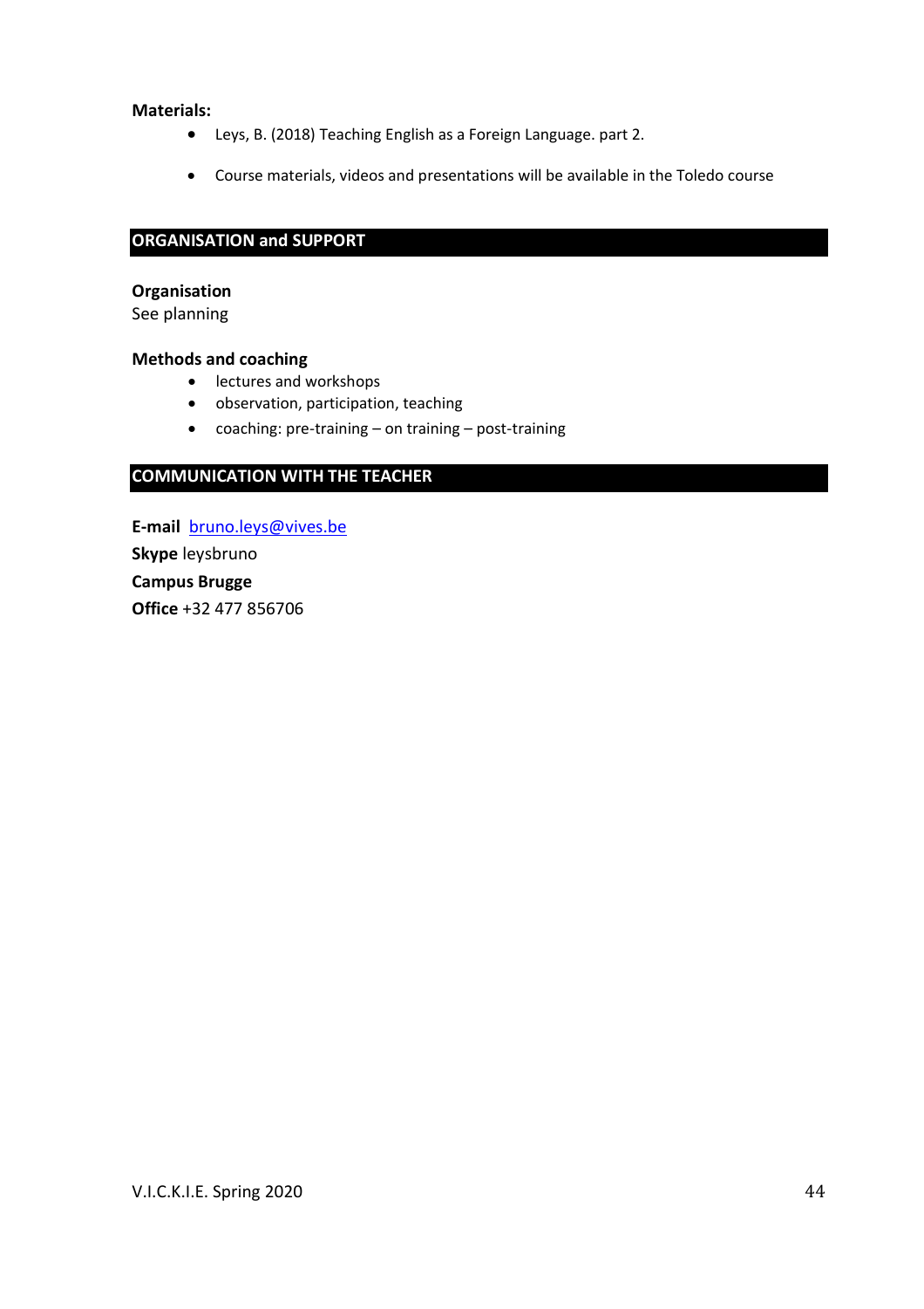**Materials:**

- Leys, B. (2018) Teaching English as a Foreign Language. part 2.
- Course materials, videos and presentations will be available in the Toledo course

## ORGANISATION and SUPPORT

**Organisation**
See planning

**Methods and coaching**

- lectures and workshops
- observation, participation, teaching
- coaching: pre-training – on training – post-training

## COMMUNICATION WITH THE TEACHER

**E-mail** bruno.leys@vives.be
**Skype** leysbruno
**Campus Brugge**
**Office** +32 477 856706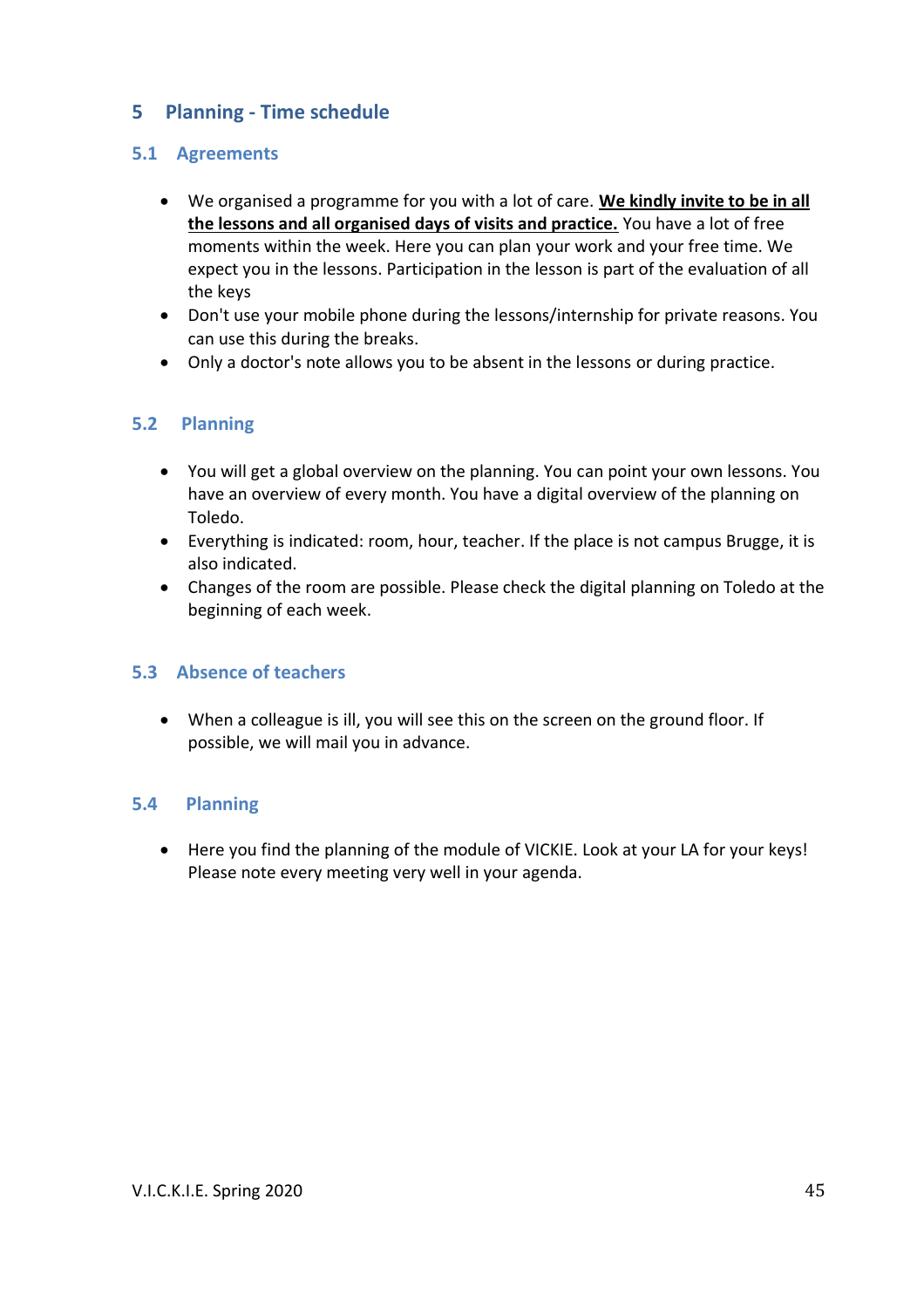# 5 Planning - Time schedule

## 5.1 Agreements

- We organised a programme for you with a lot of care. **We kindly invite to be in all the lessons and all organised days of visits and practice.** You have a lot of free moments within the week. Here you can plan your work and your free time. We expect you in the lessons. Participation in the lesson is part of the evaluation of all the keys
- Don't use your mobile phone during the lessons/internship for private reasons. You can use this during the breaks.
- Only a doctor's note allows you to be absent in the lessons or during practice.

## 5.2 Planning

- You will get a global overview on the planning. You can point your own lessons. You have an overview of every month. You have a digital overview of the planning on Toledo.
- Everything is indicated: room, hour, teacher. If the place is not campus Brugge, it is also indicated.
- Changes of the room are possible. Please check the digital planning on Toledo at the beginning of each week.

## 5.3 Absence of teachers

- When a colleague is ill, you will see this on the screen on the ground floor. If possible, we will mail you in advance.

## 5.4 Planning

- Here you find the planning of the module of VICKIE. Look at your LA for your keys! Please note every meeting very well in your agenda.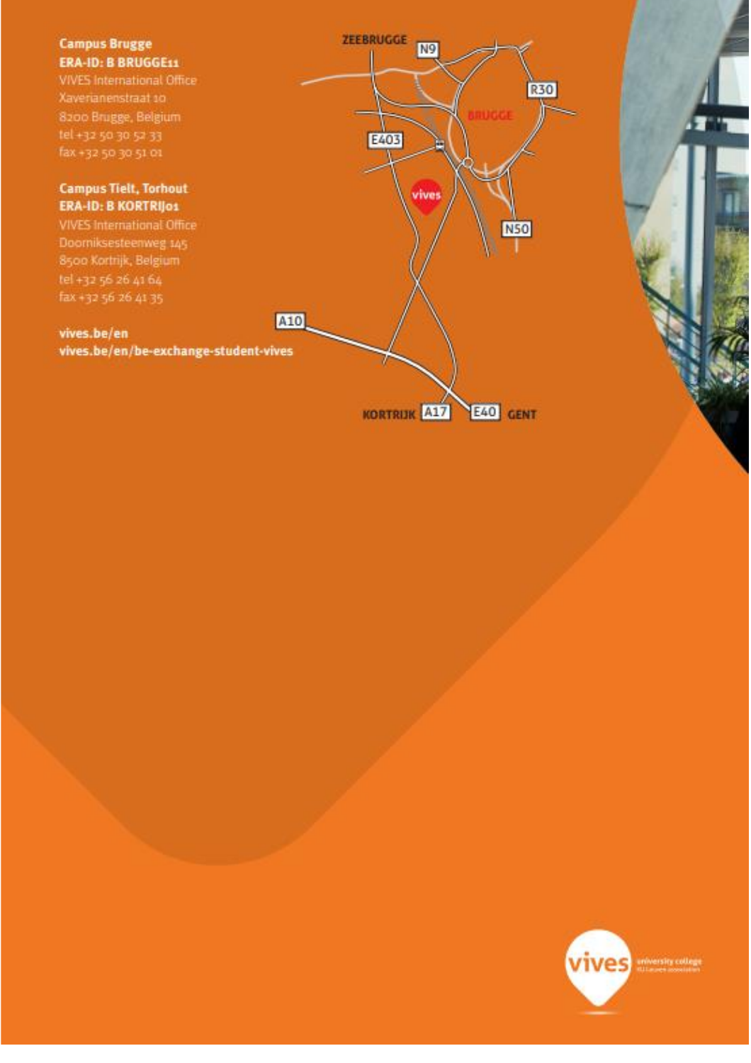**Campus Brugge**
**ERA-ID: B BRUGGE11**
VIVES International Office
Xaverianenstraat 10
8200 Brugge, Belgium
tel +32 50 30 52 33
fax +32 50 30 51 01

**Campus Tielt, Torhout**
**ERA-ID: B KORTRIJ01**
VIVES International Office
Doorniksesteenweg 145
8500 Kortrijk, Belgium
tel +32 56 26 41 64
fax +32 56 26 41 35

**vives.be/en**
**vives.be/en/be-exchange-student-vives**

ZEEBRUGGE
N9
R30
BRUGGE
E403
vives
N50
A10
KORTRIJK
A17
E40
GENT

vives university college